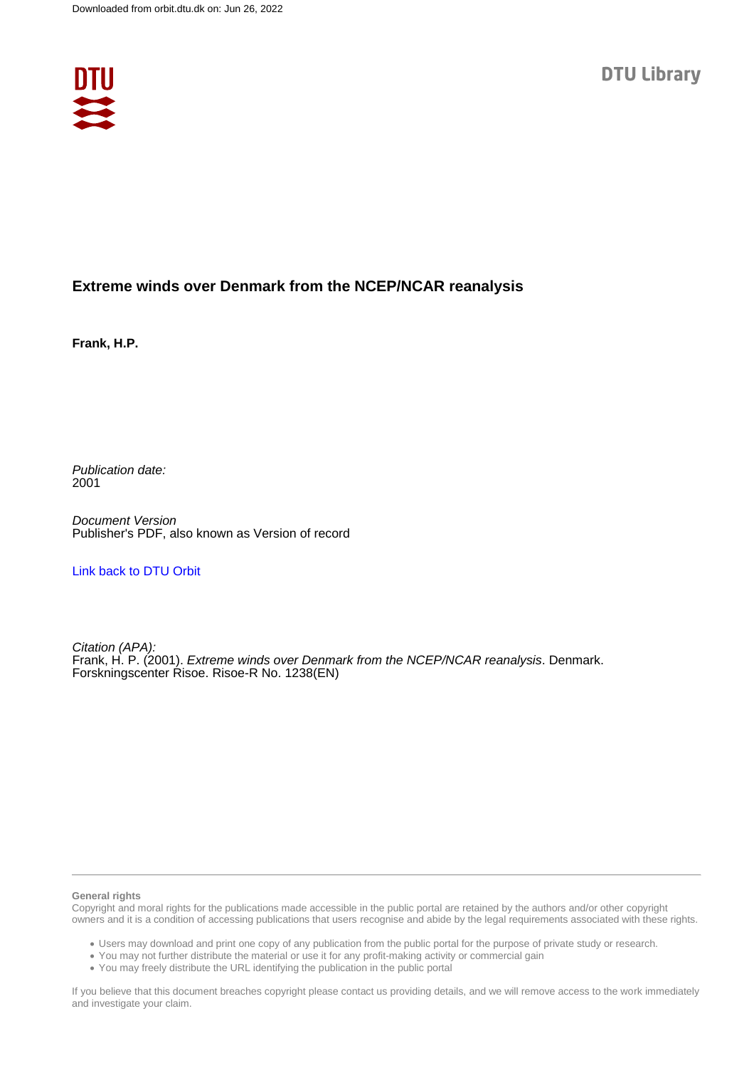Downloaded from orbit.dtu.dk on: Jun 26, 2022

DTU Library

# Extreme winds over Denmark from the NCEP/NCAR reanalysis

**Frank, H.P.**

*Publication date:*
2001

*Document Version*
Publisher's PDF, also known as Version of record

Link back to DTU Orbit

*Citation (APA):*
Frank, H. P. (2001). *Extreme winds over Denmark from the NCEP/NCAR reanalysis*. Denmark. Forskningscenter Risoe. Risoe-R No. 1238(EN)

**General rights**

Copyright and moral rights for the publications made accessible in the public portal are retained by the authors and/or other copyright owners and it is a condition of accessing publications that users recognise and abide by the legal requirements associated with these rights.

- Users may download and print one copy of any publication from the public portal for the purpose of private study or research.
- You may not further distribute the material or use it for any profit-making activity or commercial gain
- You may freely distribute the URL identifying the publication in the public portal

If you believe that this document breaches copyright please contact us providing details, and we will remove access to the work immediately and investigate your claim.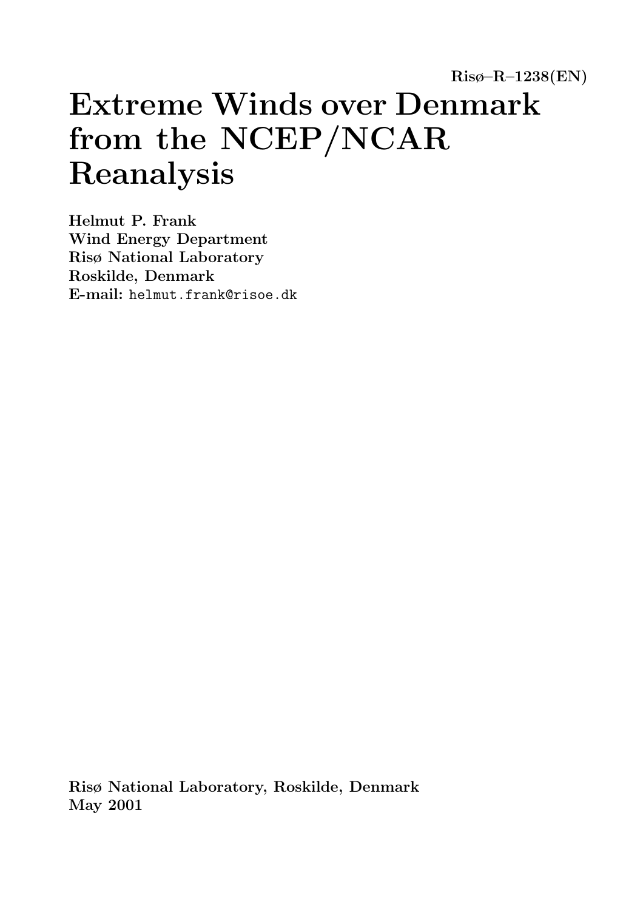Risø–R–1238(EN)

# Extreme Winds over Denmark from the NCEP/NCAR Reanalysis

**Helmut P. Frank**
**Wind Energy Department**
**Risø National Laboratory**
**Roskilde, Denmark**
**E-mail:** helmut.frank@risoe.dk

**Risø National Laboratory, Roskilde, Denmark**
**May 2001**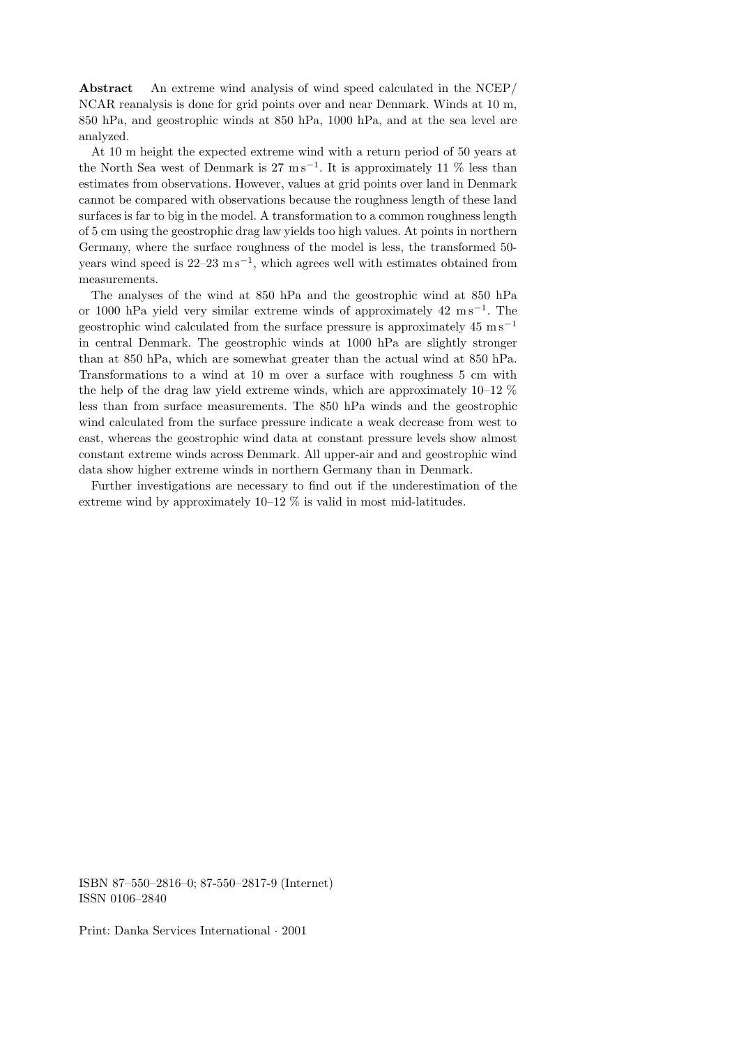**Abstract** An extreme wind analysis of wind speed calculated in the NCEP/NCAR reanalysis is done for grid points over and near Denmark. Winds at 10 m, 850 hPa, and geostrophic winds at 850 hPa, 1000 hPa, and at the sea level are analyzed.

At 10 m height the expected extreme wind with a return period of 50 years at the North Sea west of Denmark is 27 $\mathrm{m\,s^{-1}}$. It is approximately 11 % less than estimates from observations. However, values at grid points over land in Denmark cannot be compared with observations because the roughness length of these land surfaces is far to big in the model. A transformation to a common roughness length of 5 cm using the geostrophic drag law yields too high values. At points in northern Germany, where the surface roughness of the model is less, the transformed 50-years wind speed is 22–23 $\mathrm{m\,s^{-1}}$, which agrees well with estimates obtained from measurements.

The analyses of the wind at 850 hPa and the geostrophic wind at 850 hPa or 1000 hPa yield very similar extreme winds of approximately 42 $\mathrm{m\,s^{-1}}$. The geostrophic wind calculated from the surface pressure is approximately 45 $\mathrm{m\,s^{-1}}$ in central Denmark. The geostrophic winds at 1000 hPa are slightly stronger than at 850 hPa, which are somewhat greater than the actual wind at 850 hPa. Transformations to a wind at 10 m over a surface with roughness 5 cm with the help of the drag law yield extreme winds, which are approximately 10–12 % less than from surface measurements. The 850 hPa winds and the geostrophic wind calculated from the surface pressure indicate a weak decrease from west to east, whereas the geostrophic wind data at constant pressure levels show almost constant extreme winds across Denmark. All upper-air and and geostrophic wind data show higher extreme winds in northern Germany than in Denmark.

Further investigations are necessary to find out if the underestimation of the extreme wind by approximately 10–12 % is valid in most mid-latitudes.

ISBN 87–550–2816–0; 87-550–2817-9 (Internet)
ISSN 0106–2840

Print: Danka Services International · 2001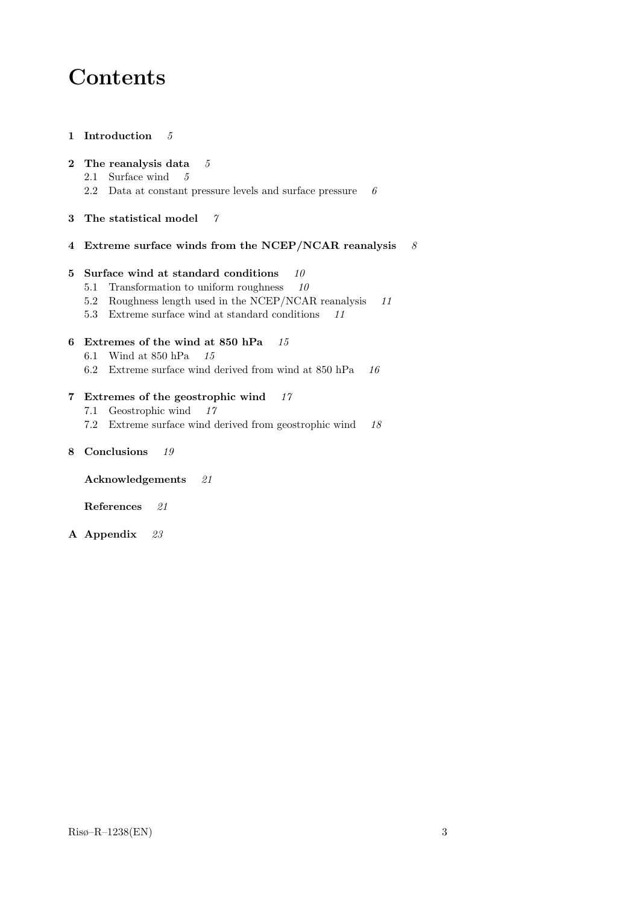# Contents

**1 Introduction** *5*

**2 The reanalysis data** *5*
- 2.1 Surface wind *5*
- 2.2 Data at constant pressure levels and surface pressure *6*

**3 The statistical model** *7*

**4 Extreme surface winds from the NCEP/NCAR reanalysis** *8*

**5 Surface wind at standard conditions** *10*
- 5.1 Transformation to uniform roughness *10*
- 5.2 Roughness length used in the NCEP/NCAR reanalysis *11*
- 5.3 Extreme surface wind at standard conditions *11*

**6 Extremes of the wind at 850 hPa** *15*
- 6.1 Wind at 850 hPa *15*
- 6.2 Extreme surface wind derived from wind at 850 hPa *16*

**7 Extremes of the geostrophic wind** *17*
- 7.1 Geostrophic wind *17*
- 7.2 Extreme surface wind derived from geostrophic wind *18*

**8 Conclusions** *19*

**Acknowledgements** *21*

**References** *21*

**A Appendix** *23*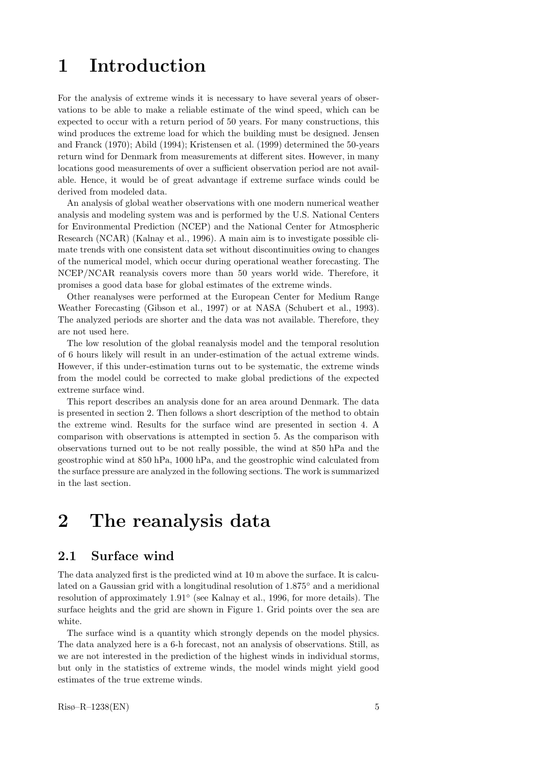# 1 Introduction

For the analysis of extreme winds it is necessary to have several years of observations to be able to make a reliable estimate of the wind speed, which can be expected to occur with a return period of 50 years. For many constructions, this wind produces the extreme load for which the building must be designed. Jensen and Franck (1970); Abild (1994); Kristensen et al. (1999) determined the 50-years return wind for Denmark from measurements at different sites. However, in many locations good measurements of over a sufficient observation period are not available. Hence, it would be of great advantage if extreme surface winds could be derived from modeled data.

An analysis of global weather observations with one modern numerical weather analysis and modeling system was and is performed by the U.S. National Centers for Environmental Prediction (NCEP) and the National Center for Atmospheric Research (NCAR) (Kalnay et al., 1996). A main aim is to investigate possible climate trends with one consistent data set without discontinuities owing to changes of the numerical model, which occur during operational weather forecasting. The NCEP/NCAR reanalysis covers more than 50 years world wide. Therefore, it promises a good data base for global estimates of the extreme winds.

Other reanalyses were performed at the European Center for Medium Range Weather Forecasting (Gibson et al., 1997) or at NASA (Schubert et al., 1993). The analyzed periods are shorter and the data was not available. Therefore, they are not used here.

The low resolution of the global reanalysis model and the temporal resolution of 6 hours likely will result in an under-estimation of the actual extreme winds. However, if this under-estimation turns out to be systematic, the extreme winds from the model could be corrected to make global predictions of the expected extreme surface wind.

This report describes an analysis done for an area around Denmark. The data is presented in section 2. Then follows a short description of the method to obtain the extreme wind. Results for the surface wind are presented in section 4. A comparison with observations is attempted in section 5. As the comparison with observations turned out to be not really possible, the wind at 850 hPa and the geostrophic wind at 850 hPa, 1000 hPa, and the geostrophic wind calculated from the surface pressure are analyzed in the following sections. The work is summarized in the last section.

# 2 The reanalysis data

## 2.1 Surface wind

The data analyzed first is the predicted wind at 10 m above the surface. It is calculated on a Gaussian grid with a longitudinal resolution of 1.875° and a meridional resolution of approximately 1.91° (see Kalnay et al., 1996, for more details). The surface heights and the grid are shown in Figure 1. Grid points over the sea are white.

The surface wind is a quantity which strongly depends on the model physics. The data analyzed here is a 6-h forecast, not an analysis of observations. Still, as we are not interested in the prediction of the highest winds in individual storms, but only in the statistics of extreme winds, the model winds might yield good estimates of the true extreme winds.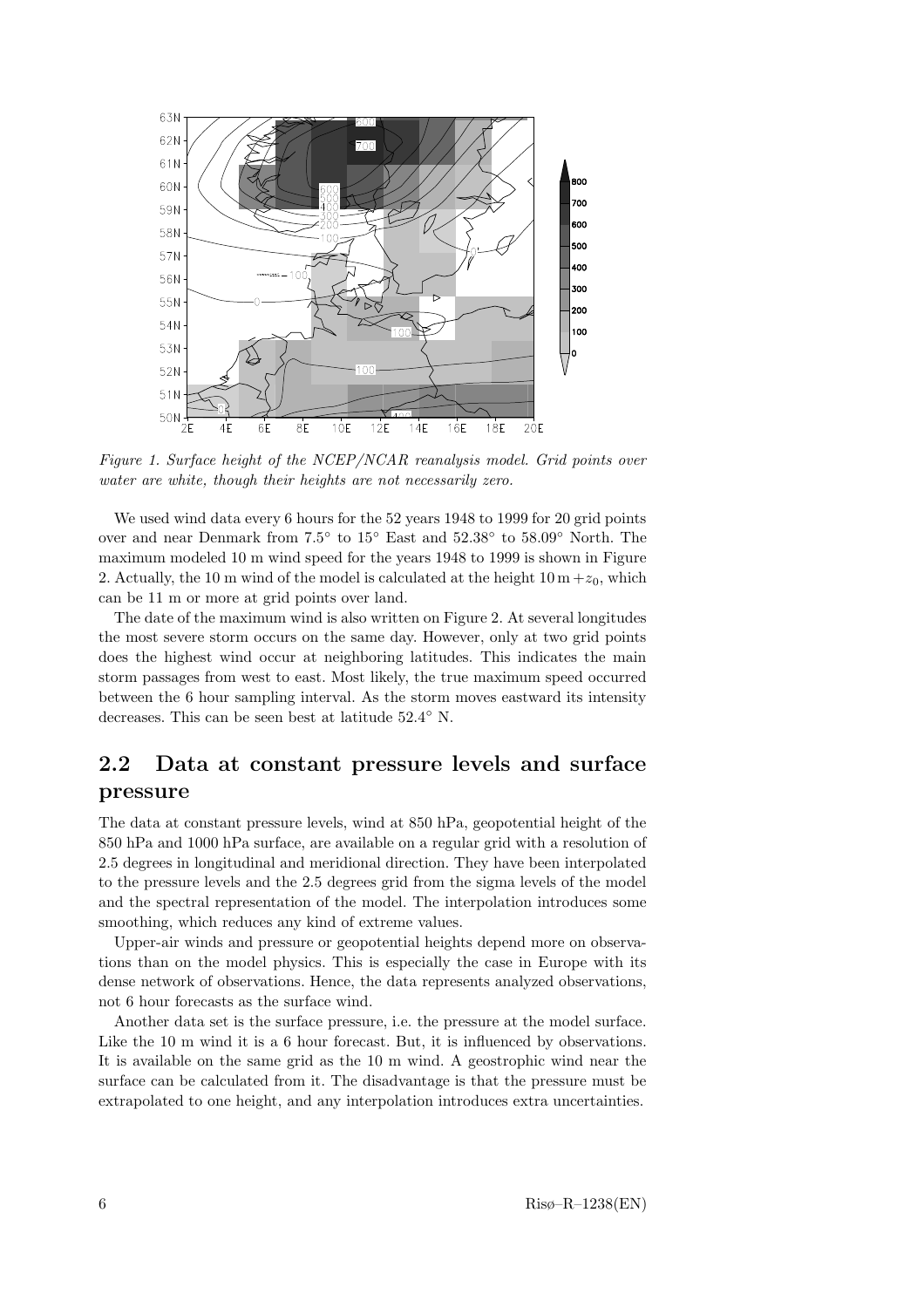*Figure 1. Surface height of the NCEP/NCAR reanalysis model. Grid points over water are white, though their heights are not necessarily zero.*

We used wind data every 6 hours for the 52 years 1948 to 1999 for 20 grid points over and near Denmark from 7.5° to 15° East and 52.38° to 58.09° North. The maximum modeled 10 m wind speed for the years 1948 to 1999 is shown in Figure 2. Actually, the 10 m wind of the model is calculated at the height $10\,\mathrm{m} + z_0$, which can be 11 m or more at grid points over land.

The date of the maximum wind is also written on Figure 2. At several longitudes the most severe storm occurs on the same day. However, only at two grid points does the highest wind occur at neighboring latitudes. This indicates the main storm passages from west to east. Most likely, the true maximum speed occurred between the 6 hour sampling interval. As the storm moves eastward its intensity decreases. This can be seen best at latitude 52.4° N.

## 2.2 Data at constant pressure levels and surface pressure

The data at constant pressure levels, wind at 850 hPa, geopotential height of the 850 hPa and 1000 hPa surface, are available on a regular grid with a resolution of 2.5 degrees in longitudinal and meridional direction. They have been interpolated to the pressure levels and the 2.5 degrees grid from the sigma levels of the model and the spectral representation of the model. The interpolation introduces some smoothing, which reduces any kind of extreme values.

Upper-air winds and pressure or geopotential heights depend more on observations than on the model physics. This is especially the case in Europe with its dense network of observations. Hence, the data represents analyzed observations, not 6 hour forecasts as the surface wind.

Another data set is the surface pressure, i.e. the pressure at the model surface. Like the 10 m wind it is a 6 hour forecast. But, it is influenced by observations. It is available on the same grid as the 10 m wind. A geostrophic wind near the surface can be calculated from it. The disadvantage is that the pressure must be extrapolated to one height, and any interpolation introduces extra uncertainties.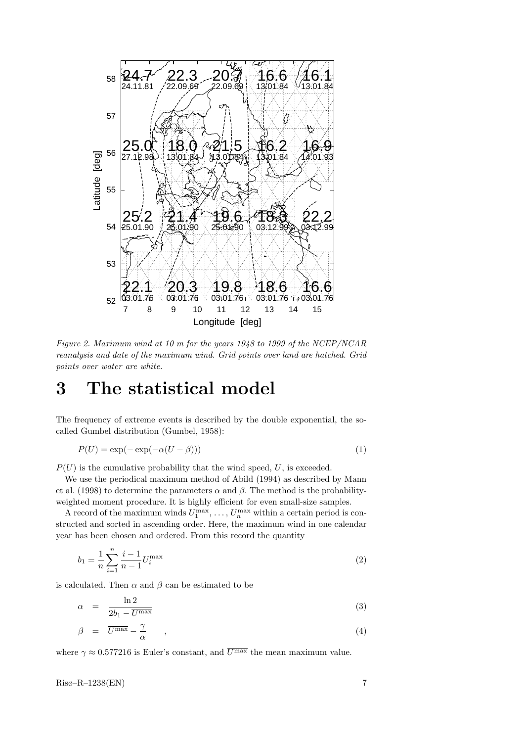*Figure 2. Maximum wind at 10 m for the years 1948 to 1999 of the NCEP/NCAR reanalysis and date of the maximum wind. Grid points over land are hatched. Grid points over water are white.*

# 3 The statistical model

The frequency of extreme events is described by the double exponential, the so-called Gumbel distribution (Gumbel, 1958):

$$P(U) = \exp(-\exp(-\alpha(U - \beta))) \tag{1}$$

$P(U)$ is the cumulative probability that the wind speed, $U$, is exceeded.

We use the periodical maximum method of Abild (1994) as described by Mann et al. (1998) to determine the parameters $\alpha$ and $\beta$. The method is the probability-weighted moment procedure. It is highly efficient for even small-size samples.

A record of the maximum winds $U_1^{\max}, \ldots, U_n^{\max}$ within a certain period is constructed and sorted in ascending order. Here, the maximum wind in one calendar year has been chosen and ordered. From this record the quantity

$$b_1 = \frac{1}{n} \sum_{i=1}^{n} \frac{i-1}{n-1} U_i^{\max} \tag{2}$$

is calculated. Then $\alpha$ and $\beta$ can be estimated to be

$$\alpha = \frac{\ln 2}{2b_1 - \overline{U^{\max}}} \tag{3}$$

$$\beta = \overline{U^{\max}} - \frac{\gamma}{\alpha} \quad , \tag{4}$$

where $\gamma \approx 0.577216$ is Euler's constant, and $\overline{U^{\max}}$ the mean maximum value.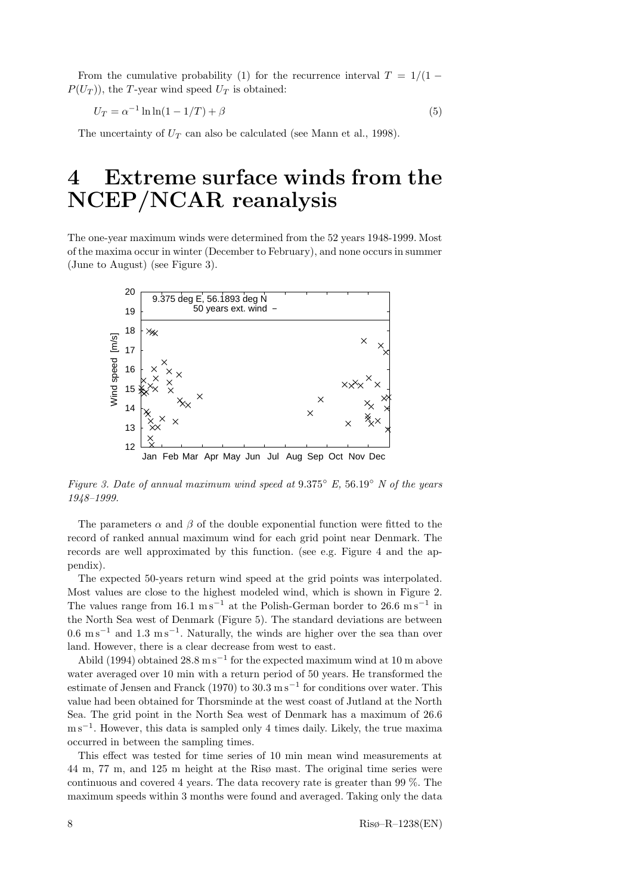From the cumulative probability (1) for the recurrence interval $T = 1/(1 - P(U_T))$, the $T$-year wind speed $U_T$ is obtained:

$$U_T = \alpha^{-1} \ln \ln(1 - 1/T) + \beta \tag{5}$$

The uncertainty of $U_T$ can also be calculated (see Mann et al., 1998).

# 4 Extreme surface winds from the NCEP/NCAR reanalysis

The one-year maximum winds were determined from the 52 years 1948-1999. Most of the maxima occur in winter (December to February), and none occurs in summer (June to August) (see Figure 3).

*Figure 3. Date of annual maximum wind speed at* $9.375°$ *E,* $56.19°$ *N of the years 1948–1999.*

The parameters $\alpha$ and $\beta$ of the double exponential function were fitted to the record of ranked annual maximum wind for each grid point near Denmark. The records are well approximated by this function. (see e.g. Figure 4 and the appendix).

The expected 50-years return wind speed at the grid points was interpolated. Most values are close to the highest modeled wind, which is shown in Figure 2. The values range from 16.1 $\mathrm{m\,s^{-1}}$ at the Polish-German border to 26.6 $\mathrm{m\,s^{-1}}$ in the North Sea west of Denmark (Figure 5). The standard deviations are between 0.6 $\mathrm{m\,s^{-1}}$ and 1.3 $\mathrm{m\,s^{-1}}$. Naturally, the winds are higher over the sea than over land. However, there is a clear decrease from west to east.

Abild (1994) obtained 28.8 $\mathrm{m\,s^{-1}}$ for the expected maximum wind at 10 m above water averaged over 10 min with a return period of 50 years. He transformed the estimate of Jensen and Franck (1970) to 30.3 $\mathrm{m\,s^{-1}}$ for conditions over water. This value had been obtained for Thorsminde at the west coast of Jutland at the North Sea. The grid point in the North Sea west of Denmark has a maximum of 26.6 $\mathrm{m\,s^{-1}}$. However, this data is sampled only 4 times daily. Likely, the true maxima occurred in between the sampling times.

This effect was tested for time series of 10 min mean wind measurements at 44 m, 77 m, and 125 m height at the Risø mast. The original time series were continuous and covered 4 years. The data recovery rate is greater than 99 %. The maximum speeds within 3 months were found and averaged. Taking only the data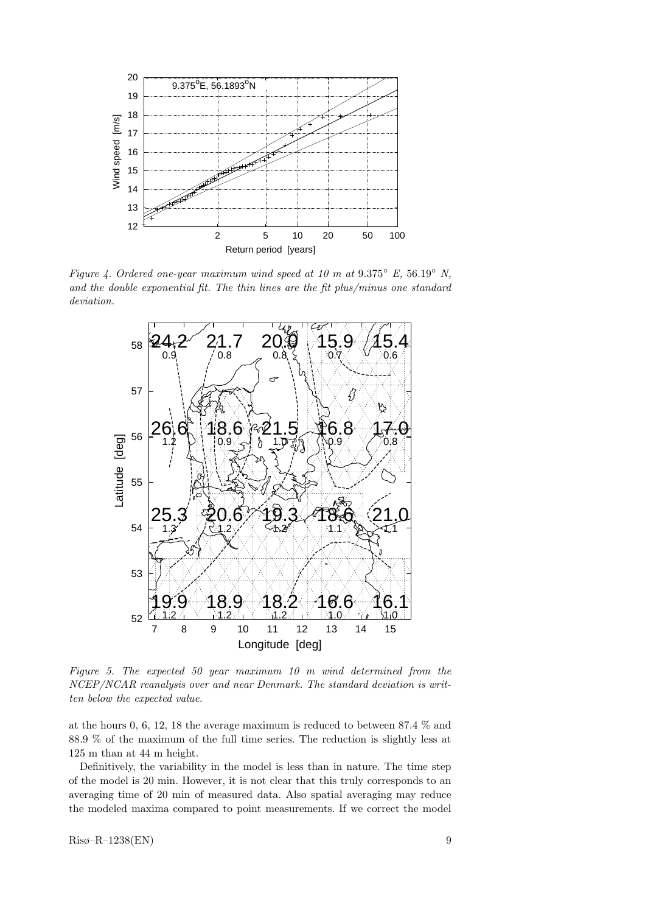*Figure 4. Ordered one-year maximum wind speed at 10 m at 9.375° E, 56.19° N, and the double exponential fit. The thin lines are the fit plus/minus one standard deviation.*

*Figure 5. The expected 50 year maximum 10 m wind determined from the NCEP/NCAR reanalysis over and near Denmark. The standard deviation is written below the expected value.*

at the hours 0, 6, 12, 18 the average maximum is reduced to between 87.4 % and 88.9 % of the maximum of the full time series. The reduction is slightly less at 125 m than at 44 m height.

Definitively, the variability in the model is less than in nature. The time step of the model is 20 min. However, it is not clear that this truly corresponds to an averaging time of 20 min of measured data. Also spatial averaging may reduce the modeled maxima compared to point measurements. If we correct the model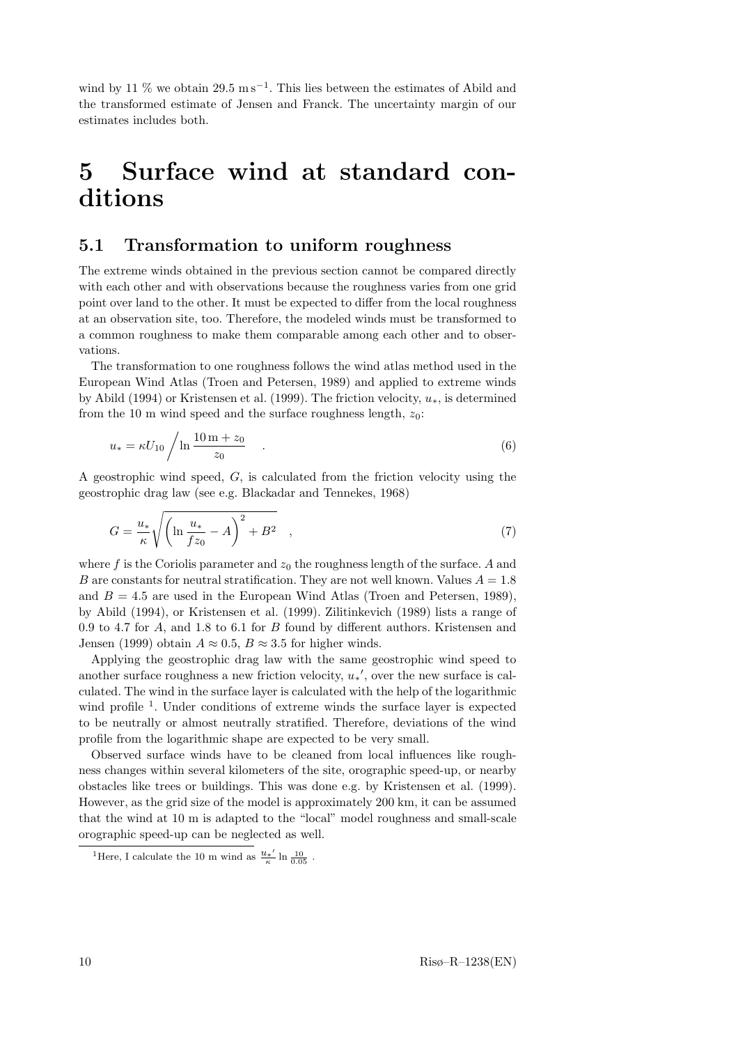wind by 11 % we obtain 29.5 $\mathrm{m\,s^{-1}}$. This lies between the estimates of Abild and the transformed estimate of Jensen and Franck. The uncertainty margin of our estimates includes both.

# 5 Surface wind at standard conditions

## 5.1 Transformation to uniform roughness

The extreme winds obtained in the previous section cannot be compared directly with each other and with observations because the roughness varies from one grid point over land to the other. It must be expected to differ from the local roughness at an observation site, too. Therefore, the modeled winds must be transformed to a common roughness to make them comparable among each other and to observations.

The transformation to one roughness follows the wind atlas method used in the European Wind Atlas (Troen and Petersen, 1989) and applied to extreme winds by Abild (1994) or Kristensen et al. (1999). The friction velocity, $u_*$, is determined from the 10 m wind speed and the surface roughness length, $z_0$:

$$u_* = \kappa U_{10} \Big/ \ln \frac{10\,\mathrm{m} + z_0}{z_0} \quad . \tag{6}$$

A geostrophic wind speed, $G$, is calculated from the friction velocity using the geostrophic drag law (see e.g. Blackadar and Tennekes, 1968)

$$G = \frac{u_*}{\kappa} \sqrt{\left( \ln \frac{u_*}{f z_0} - A \right)^2 + B^2} \quad , \tag{7}$$

where $f$ is the Coriolis parameter and $z_0$ the roughness length of the surface. $A$ and $B$ are constants for neutral stratification. They are not well known. Values $A = 1.8$ and $B = 4.5$ are used in the European Wind Atlas (Troen and Petersen, 1989), by Abild (1994), or Kristensen et al. (1999). Zilitinkevich (1989) lists a range of 0.9 to 4.7 for $A$, and 1.8 to 6.1 for $B$ found by different authors. Kristensen and Jensen (1999) obtain $A \approx 0.5$, $B \approx 3.5$ for higher winds.

Applying the geostrophic drag law with the same geostrophic wind speed to another surface roughness a new friction velocity, $u_*{}'$, over the new surface is calculated. The wind in the surface layer is calculated with the help of the logarithmic wind profile [1]. Under conditions of extreme winds the surface layer is expected to be neutrally or almost neutrally stratified. Therefore, deviations of the wind profile from the logarithmic shape are expected to be very small.

Observed surface winds have to be cleaned from local influences like roughness changes within several kilometers of the site, orographic speed-up, or nearby obstacles like trees or buildings. This was done e.g. by Kristensen et al. (1999). However, as the grid size of the model is approximately 200 km, it can be assumed that the wind at 10 m is adapted to the "local" model roughness and small-scale orographic speed-up can be neglected as well.

[1] Here, I calculate the 10 m wind as $\frac{u_*{}'}{\kappa} \ln \frac{10}{0.05}$ .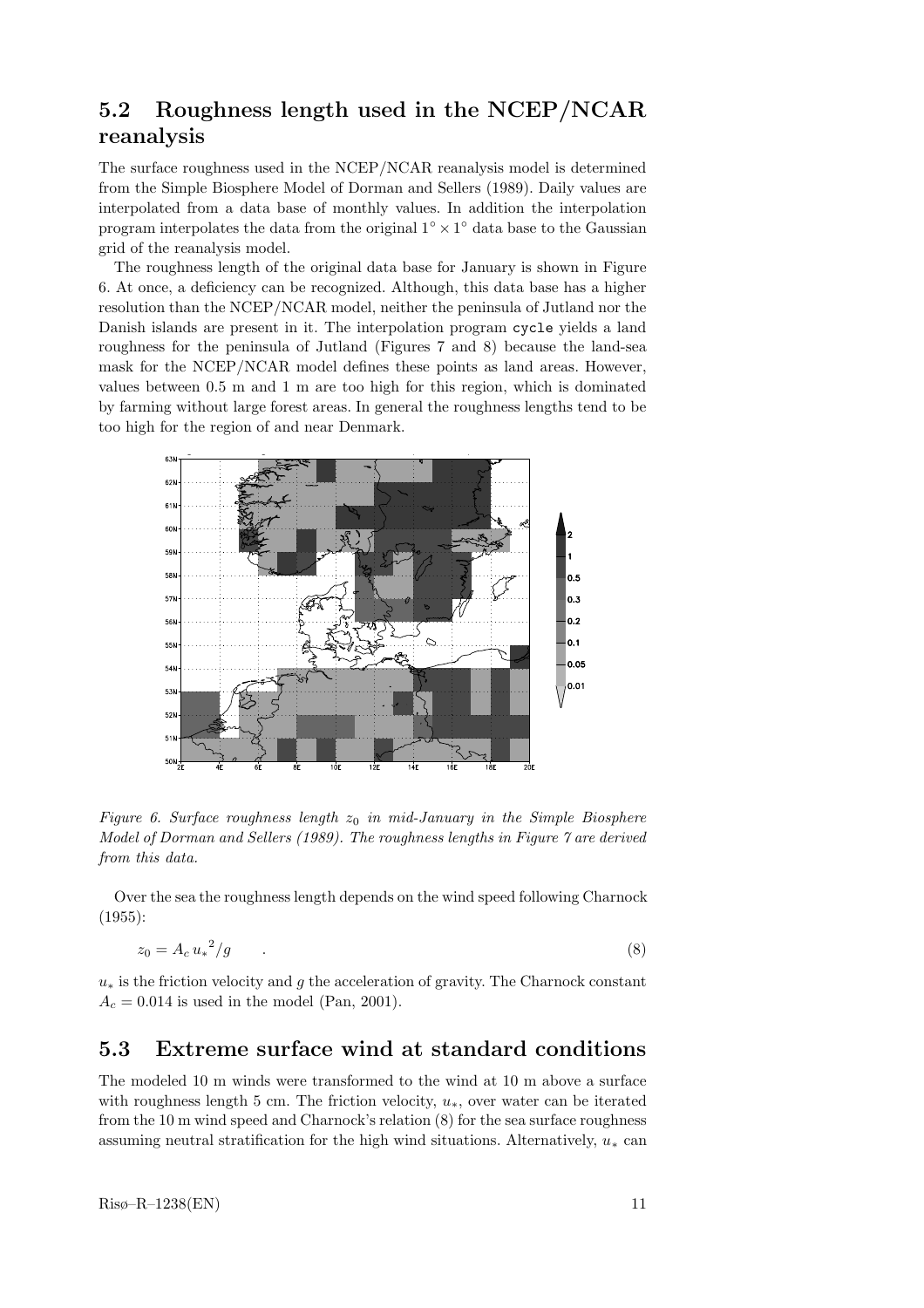## 5.2 Roughness length used in the NCEP/NCAR reanalysis

The surface roughness used in the NCEP/NCAR reanalysis model is determined from the Simple Biosphere Model of Dorman and Sellers (1989). Daily values are interpolated from a data base of monthly values. In addition the interpolation program interpolates the data from the original $1^\circ \times 1^\circ$ data base to the Gaussian grid of the reanalysis model.

The roughness length of the original data base for January is shown in Figure 6. At once, a deficiency can be recognized. Although, this data base has a higher resolution than the NCEP/NCAR model, neither the peninsula of Jutland nor the Danish islands are present in it. The interpolation program `cycle` yields a land roughness for the peninsula of Jutland (Figures 7 and 8) because the land-sea mask for the NCEP/NCAR model defines these points as land areas. However, values between 0.5 m and 1 m are too high for this region, which is dominated by farming without large forest areas. In general the roughness lengths tend to be too high for the region of and near Denmark.

*Figure 6. Surface roughness length $z_0$ in mid-January in the Simple Biosphere Model of Dorman and Sellers (1989). The roughness lengths in Figure 7 are derived from this data.*

Over the sea the roughness length depends on the wind speed following Charnock (1955):

$$z_0 = A_c \, {u_*}^2 / g \qquad . \tag{8}$$

$u_*$ is the friction velocity and $g$ the acceleration of gravity. The Charnock constant $A_c = 0.014$ is used in the model (Pan, 2001).

## 5.3 Extreme surface wind at standard conditions

The modeled 10 m winds were transformed to the wind at 10 m above a surface with roughness length 5 cm. The friction velocity, $u_*$, over water can be iterated from the 10 m wind speed and Charnock's relation (8) for the sea surface roughness assuming neutral stratification for the high wind situations. Alternatively, $u_*$ can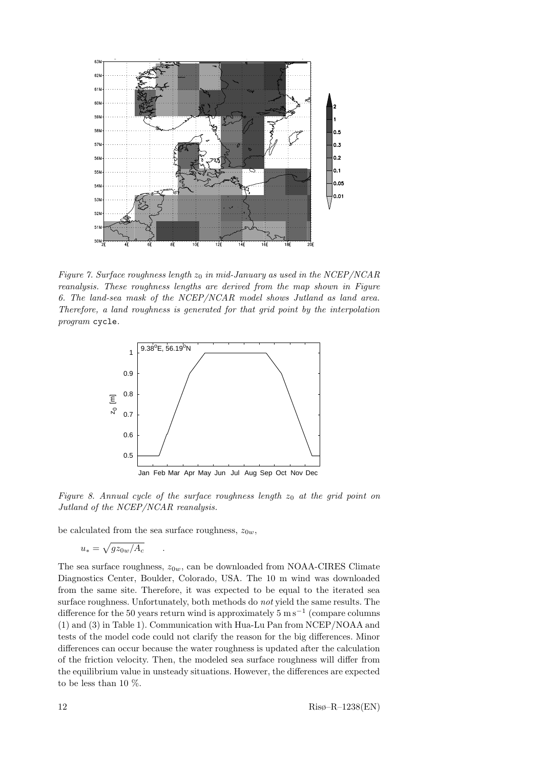*Figure 7. Surface roughness length $z_0$ in mid-January as used in the NCEP/NCAR reanalysis. These roughness lengths are derived from the map shown in Figure 6. The land-sea mask of the NCEP/NCAR model shows Jutland as land area. Therefore, a land roughness is generated for that grid point by the interpolation program* `cycle`*.*

*Figure 8. Annual cycle of the surface roughness length $z_0$ at the grid point on Jutland of the NCEP/NCAR reanalysis.*

be calculated from the sea surface roughness, $z_{0w}$,

$$u_* = \sqrt{g z_{0w}/A_c} \quad .$$

The sea surface roughness, $z_{0w}$, can be downloaded from NOAA-CIRES Climate Diagnostics Center, Boulder, Colorado, USA. The 10 m wind was downloaded from the same site. Therefore, it was expected to be equal to the iterated sea surface roughness. Unfortunately, both methods do *not* yield the same results. The difference for the 50 years return wind is approximately 5 $\mathrm{m\,s^{-1}}$ (compare columns (1) and (3) in Table 1). Communication with Hua-Lu Pan from NCEP/NOAA and tests of the model code could not clarify the reason for the big differences. Minor differences can occur because the water roughness is updated after the calculation of the friction velocity. Then, the modeled sea surface roughness will differ from the equilibrium value in unsteady situations. However, the differences are expected to be less than 10 %.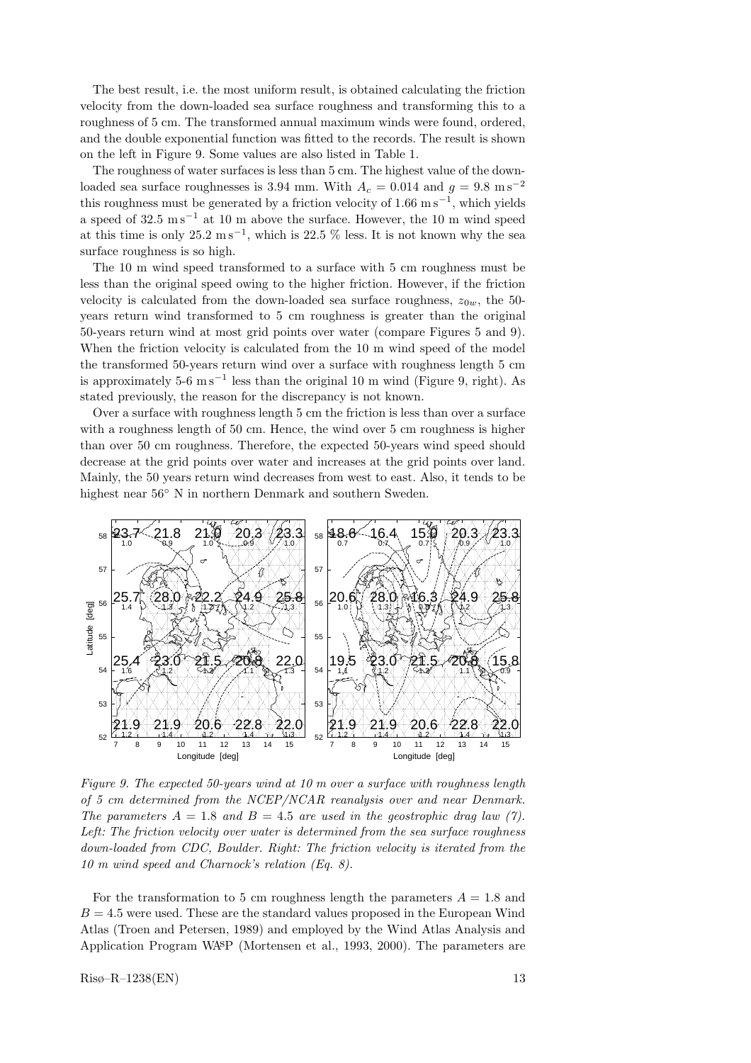The best result, i.e. the most uniform result, is obtained calculating the friction velocity from the down-loaded sea surface roughness and transforming this to a roughness of 5 cm. The transformed annual maximum winds were found, ordered, and the double exponential function was fitted to the records. The result is shown on the left in Figure 9. Some values are also listed in Table 1.

The roughness of water surfaces is less than 5 cm. The highest value of the down-loaded sea surface roughnesses is 3.94 mm. With $A_c = 0.014$ and $g = 9.8$ m s$^{-2}$ this roughness must be generated by a friction velocity of 1.66 m s$^{-1}$, which yields a speed of 32.5 m s$^{-1}$ at 10 m above the surface. However, the 10 m wind speed at this time is only 25.2 m s$^{-1}$, which is 22.5 % less. It is not known why the sea surface roughness is so high.

The 10 m wind speed transformed to a surface with 5 cm roughness must be less than the original speed owing to the higher friction. However, if the friction velocity is calculated from the down-loaded sea surface roughness, $z_{0w}$, the 50-years return wind transformed to 5 cm roughness is greater than the original 50-years return wind at most grid points over water (compare Figures 5 and 9). When the friction velocity is calculated from the 10 m wind speed of the model the transformed 50-years return wind over a surface with roughness length 5 cm is approximately 5-6 m s$^{-1}$ less than the original 10 m wind (Figure 9, right). As stated previously, the reason for the discrepancy is not known.

Over a surface with roughness length 5 cm the friction is less than over a surface with a roughness length of 50 cm. Hence, the wind over 5 cm roughness is higher than over 50 cm roughness. Therefore, the expected 50-years wind speed should decrease at the grid points over water and increases at the grid points over land. Mainly, the 50 years return wind decreases from west to east. Also, it tends to be highest near 56° N in northern Denmark and southern Sweden.

*Figure 9. The expected 50-years wind at 10 m over a surface with roughness length of 5 cm determined from the NCEP/NCAR reanalysis over and near Denmark. The parameters $A = 1.8$ and $B = 4.5$ are used in the geostrophic drag law (7). Left: The friction velocity over water is determined from the sea surface roughness down-loaded from CDC, Boulder. Right: The friction velocity is iterated from the 10 m wind speed and Charnock's relation (Eq. 8).*

For the transformation to 5 cm roughness length the parameters $A = 1.8$ and $B = 4.5$ were used. These are the standard values proposed in the European Wind Atlas (Troen and Petersen, 1989) and employed by the Wind Atlas Analysis and Application Program WAsP (Mortensen et al., 1993, 2000). The parameters are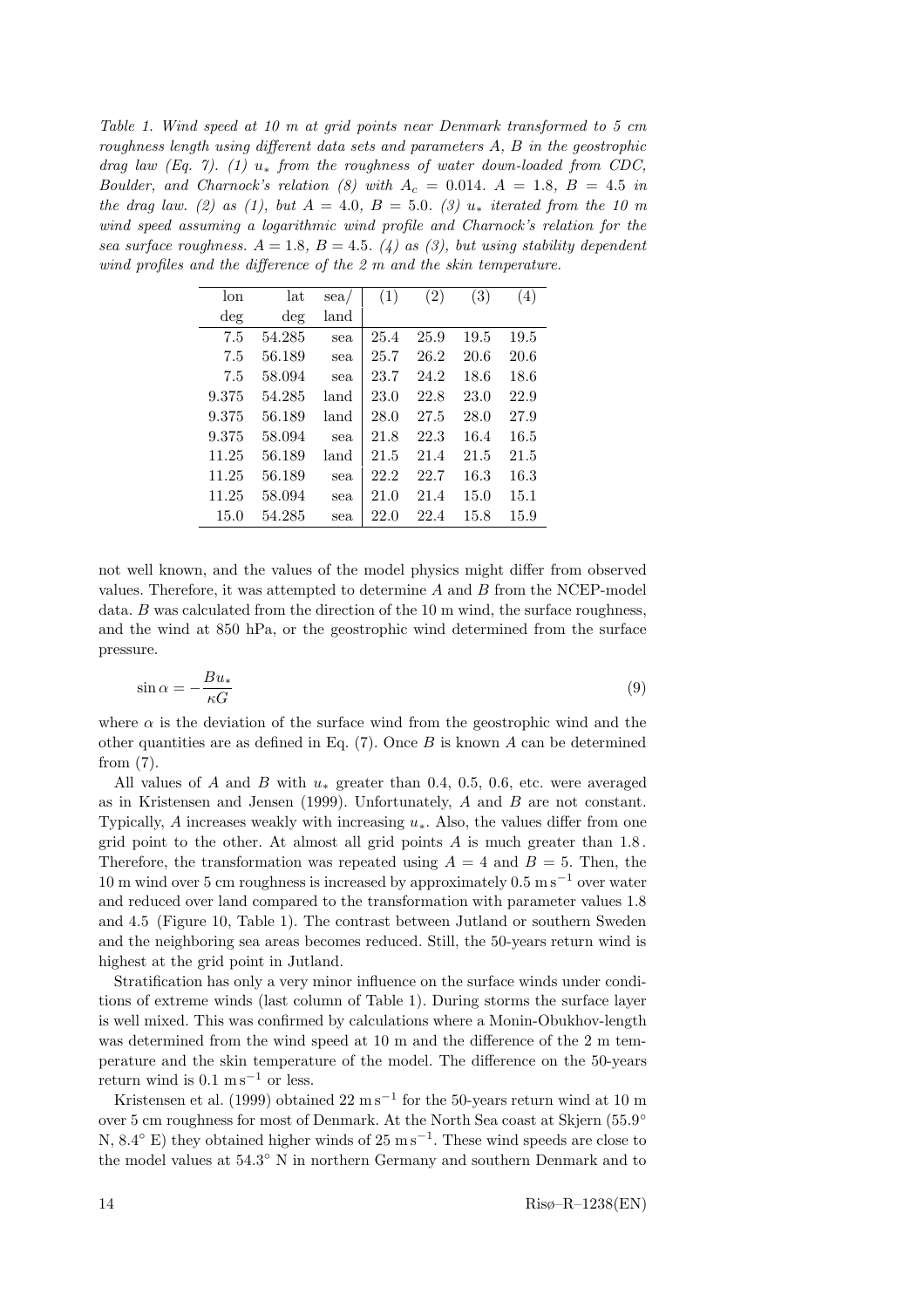*Table 1. Wind speed at 10 m at grid points near Denmark transformed to 5 cm roughness length using different data sets and parameters A, B in the geostrophic drag law (Eq. 7). (1) $u_*$ from the roughness of water down-loaded from CDC, Boulder, and Charnock's relation (8) with $A_c = 0.014$. $A = 1.8$, $B = 4.5$ in the drag law. (2) as (1), but $A = 4.0$, $B = 5.0$. (3) $u_*$ iterated from the 10 m wind speed assuming a logarithmic wind profile and Charnock's relation for the sea surface roughness. $A = 1.8$, $B = 4.5$. (4) as (3), but using stability dependent wind profiles and the difference of the 2 m and the skin temperature.*

| lon deg | lat deg | sea/ land | (1) | (2) | (3) | (4) |
|---|---|---|---|---|---|---|
| 7.5 | 54.285 | sea | 25.4 | 25.9 | 19.5 | 19.5 |
| 7.5 | 56.189 | sea | 25.7 | 26.2 | 20.6 | 20.6 |
| 7.5 | 58.094 | sea | 23.7 | 24.2 | 18.6 | 18.6 |
| 9.375 | 54.285 | land | 23.0 | 22.8 | 23.0 | 22.9 |
| 9.375 | 56.189 | land | 28.0 | 27.5 | 28.0 | 27.9 |
| 9.375 | 58.094 | sea | 21.8 | 22.3 | 16.4 | 16.5 |
| 11.25 | 56.189 | land | 21.5 | 21.4 | 21.5 | 21.5 |
| 11.25 | 56.189 | sea | 22.2 | 22.7 | 16.3 | 16.3 |
| 11.25 | 58.094 | sea | 21.0 | 21.4 | 15.0 | 15.1 |
| 15.0 | 54.285 | sea | 22.0 | 22.4 | 15.8 | 15.9 |

not well known, and the values of the model physics might differ from observed values. Therefore, it was attempted to determine $A$ and $B$ from the NCEP-model data. $B$ was calculated from the direction of the 10 m wind, the surface roughness, and the wind at 850 hPa, or the geostrophic wind determined from the surface pressure.

$$\sin\alpha = -\frac{Bu_*}{\kappa G} \tag{9}$$

where $\alpha$ is the deviation of the surface wind from the geostrophic wind and the other quantities are as defined in Eq. (7). Once $B$ is known $A$ can be determined from (7).

All values of $A$ and $B$ with $u_*$ greater than 0.4, 0.5, 0.6, etc. were averaged as in Kristensen and Jensen (1999). Unfortunately, $A$ and $B$ are not constant. Typically, $A$ increases weakly with increasing $u_*$. Also, the values differ from one grid point to the other. At almost all grid points $A$ is much greater than 1.8 . Therefore, the transformation was repeated using $A = 4$ and $B = 5$. Then, the 10 m wind over 5 cm roughness is increased by approximately $0.5\ \mathrm{m\,s^{-1}}$ over water and reduced over land compared to the transformation with parameter values 1.8 and 4.5 (Figure 10, Table 1). The contrast between Jutland or southern Sweden and the neighboring sea areas becomes reduced. Still, the 50-years return wind is highest at the grid point in Jutland.

Stratification has only a very minor influence on the surface winds under conditions of extreme winds (last column of Table 1). During storms the surface layer is well mixed. This was confirmed by calculations where a Monin-Obukhov-length was determined from the wind speed at 10 m and the difference of the 2 m temperature and the skin temperature of the model. The difference on the 50-years return wind is $0.1\ \mathrm{m\,s^{-1}}$ or less.

Kristensen et al. (1999) obtained $22\ \mathrm{m\,s^{-1}}$ for the 50-years return wind at 10 m over 5 cm roughness for most of Denmark. At the North Sea coast at Skjern (55.9° N, 8.4° E) they obtained higher winds of $25\ \mathrm{m\,s^{-1}}$. These wind speeds are close to the model values at 54.3° N in northern Germany and southern Denmark and to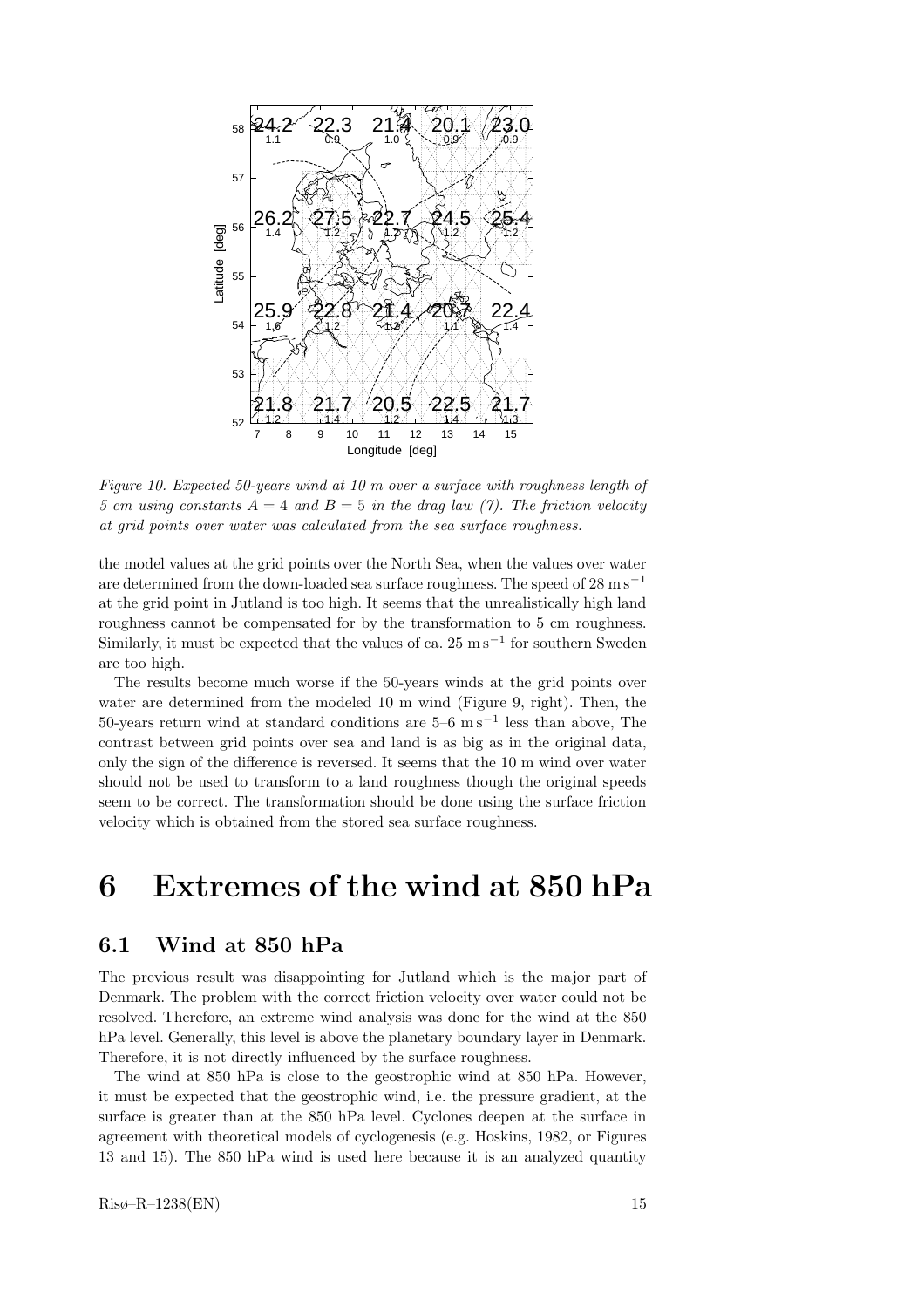*Figure 10. Expected 50-years wind at 10 m over a surface with roughness length of 5 cm using constants $A = 4$ and $B = 5$ in the drag law (7). The friction velocity at grid points over water was calculated from the sea surface roughness.*

the model values at the grid points over the North Sea, when the values over water are determined from the down-loaded sea surface roughness. The speed of 28 $\mathrm{m\,s^{-1}}$ at the grid point in Jutland is too high. It seems that the unrealistically high land roughness cannot be compensated for by the transformation to 5 cm roughness. Similarly, it must be expected that the values of ca. 25 $\mathrm{m\,s^{-1}}$ for southern Sweden are too high.

The results become much worse if the 50-years winds at the grid points over water are determined from the modeled 10 m wind (Figure 9, right). Then, the 50-years return wind at standard conditions are 5–6 $\mathrm{m\,s^{-1}}$ less than above, The contrast between grid points over sea and land is as big as in the original data, only the sign of the difference is reversed. It seems that the 10 m wind over water should not be used to transform to a land roughness though the original speeds seem to be correct. The transformation should be done using the surface friction velocity which is obtained from the stored sea surface roughness.

# 6 Extremes of the wind at 850 hPa

## 6.1 Wind at 850 hPa

The previous result was disappointing for Jutland which is the major part of Denmark. The problem with the correct friction velocity over water could not be resolved. Therefore, an extreme wind analysis was done for the wind at the 850 hPa level. Generally, this level is above the planetary boundary layer in Denmark. Therefore, it is not directly influenced by the surface roughness.

The wind at 850 hPa is close to the geostrophic wind at 850 hPa. However, it must be expected that the geostrophic wind, i.e. the pressure gradient, at the surface is greater than at the 850 hPa level. Cyclones deepen at the surface in agreement with theoretical models of cyclogenesis (e.g. Hoskins, 1982, or Figures 13 and 15). The 850 hPa wind is used here because it is an analyzed quantity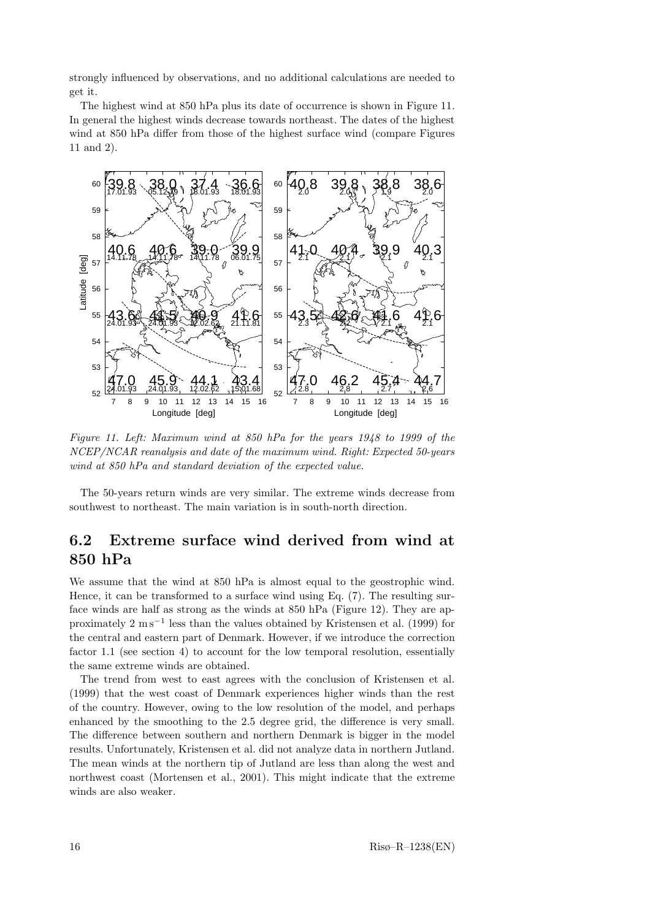strongly influenced by observations, and no additional calculations are needed to get it.

The highest wind at 850 hPa plus its date of occurrence is shown in Figure 11. In general the highest winds decrease towards northeast. The dates of the highest wind at 850 hPa differ from those of the highest surface wind (compare Figures 11 and 2).

*Figure 11. Left: Maximum wind at 850 hPa for the years 1948 to 1999 of the NCEP/NCAR reanalysis and date of the maximum wind. Right: Expected 50-years wind at 850 hPa and standard deviation of the expected value.*

The 50-years return winds are very similar. The extreme winds decrease from southwest to northeast. The main variation is in south-north direction.

## 6.2 Extreme surface wind derived from wind at 850 hPa

We assume that the wind at 850 hPa is almost equal to the geostrophic wind. Hence, it can be transformed to a surface wind using Eq. (7). The resulting surface winds are half as strong as the winds at 850 hPa (Figure 12). They are approximately 2 $\mathrm{m\,s^{-1}}$ less than the values obtained by Kristensen et al. (1999) for the central and eastern part of Denmark. However, if we introduce the correction factor 1.1 (see section 4) to account for the low temporal resolution, essentially the same extreme winds are obtained.

The trend from west to east agrees with the conclusion of Kristensen et al. (1999) that the west coast of Denmark experiences higher winds than the rest of the country. However, owing to the low resolution of the model, and perhaps enhanced by the smoothing to the 2.5 degree grid, the difference is very small. The difference between southern and northern Denmark is bigger in the model results. Unfortunately, Kristensen et al. did not analyze data in northern Jutland. The mean winds at the northern tip of Jutland are less than along the west and northwest coast (Mortensen et al., 2001). This might indicate that the extreme winds are also weaker.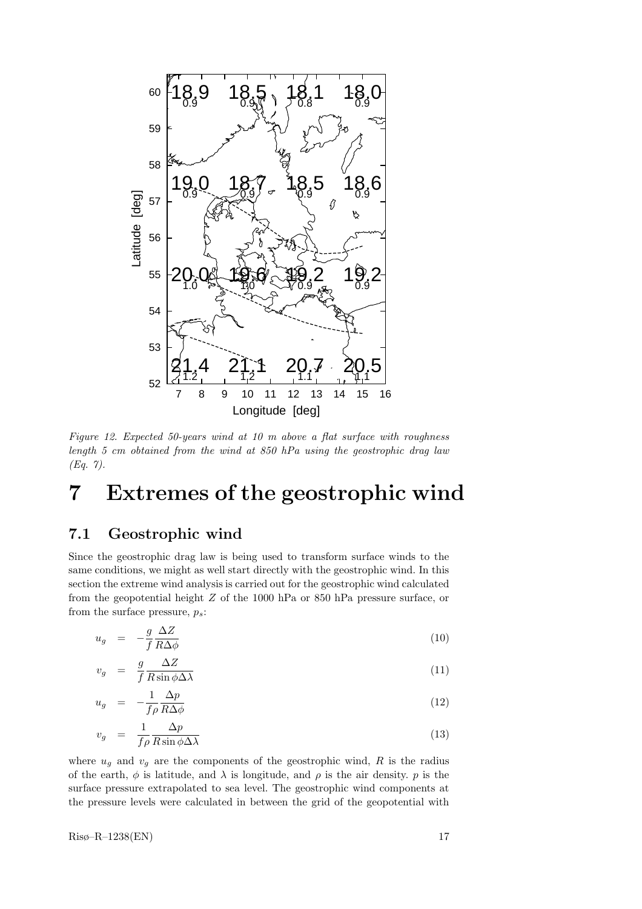*Figure 12. Expected 50-years wind at 10 m above a flat surface with roughness length 5 cm obtained from the wind at 850 hPa using the geostrophic drag law (Eq. 7).*

# 7 Extremes of the geostrophic wind

## 7.1 Geostrophic wind

Since the geostrophic drag law is being used to transform surface winds to the same conditions, we might as well start directly with the geostrophic wind. In this section the extreme wind analysis is carried out for the geostrophic wind calculated from the geopotential height $Z$ of the 1000 hPa or 850 hPa pressure surface, or from the surface pressure, $p_s$:

$$u_g = -\frac{g}{f}\frac{\Delta Z}{R\Delta\phi} \tag{10}$$

$$v_g = \frac{g}{f}\frac{\Delta Z}{R\sin\phi\Delta\lambda} \tag{11}$$

$$u_g = -\frac{1}{f\rho}\frac{\Delta p}{R\Delta\phi} \tag{12}$$

$$v_g = \frac{1}{f\rho}\frac{\Delta p}{R\sin\phi\Delta\lambda} \tag{13}$$

where $u_g$ and $v_g$ are the components of the geostrophic wind, $R$ is the radius of the earth, $\phi$ is latitude, and $\lambda$ is longitude, and $\rho$ is the air density. $p$ is the surface pressure extrapolated to sea level. The geostrophic wind components at the pressure levels were calculated in between the grid of the geopotential with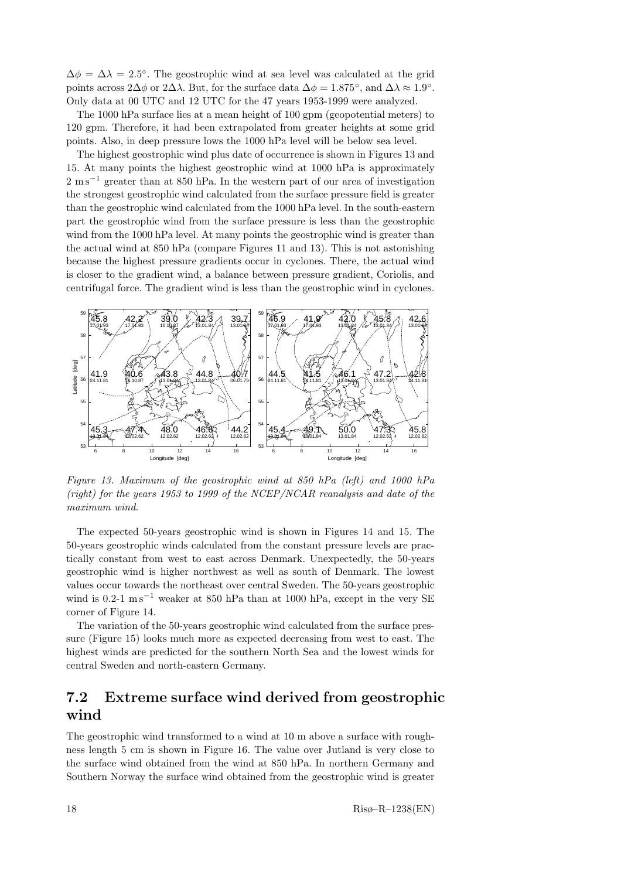$\Delta\phi = \Delta\lambda = 2.5°$. The geostrophic wind at sea level was calculated at the grid points across $2\Delta\phi$ or $2\Delta\lambda$. But, for the surface data $\Delta\phi = 1.875°$, and $\Delta\lambda \approx 1.9°$. Only data at 00 UTC and 12 UTC for the 47 years 1953-1999 were analyzed.

The 1000 hPa surface lies at a mean height of 100 gpm (geopotential meters) to 120 gpm. Therefore, it had been extrapolated from greater heights at some grid points. Also, in deep pressure lows the 1000 hPa level will be below sea level.

The highest geostrophic wind plus date of occurrence is shown in Figures 13 and 15. At many points the highest geostrophic wind at 1000 hPa is approximately 2 $\mathrm{m\,s^{-1}}$ greater than at 850 hPa. In the western part of our area of investigation the strongest geostrophic wind calculated from the surface pressure field is greater than the geostrophic wind calculated from the 1000 hPa level. In the south-eastern part the geostrophic wind from the surface pressure is less than the geostrophic wind from the 1000 hPa level. At many points the geostrophic wind is greater than the actual wind at 850 hPa (compare Figures 11 and 13). This is not astonishing because the highest pressure gradients occur in cyclones. There, the actual wind is closer to the gradient wind, a balance between pressure gradient, Coriolis, and centrifugal force. The gradient wind is less than the geostrophic wind in cyclones.

*Figure 13. Maximum of the geostrophic wind at 850 hPa (left) and 1000 hPa (right) for the years 1953 to 1999 of the NCEP/NCAR reanalysis and date of the maximum wind.*

The expected 50-years geostrophic wind is shown in Figures 14 and 15. The 50-years geostrophic winds calculated from the constant pressure levels are practically constant from west to east across Denmark. Unexpectedly, the 50-years geostrophic wind is higher northwest as well as south of Denmark. The lowest values occur towards the northeast over central Sweden. The 50-years geostrophic wind is 0.2-1 $\mathrm{m\,s^{-1}}$ weaker at 850 hPa than at 1000 hPa, except in the very SE corner of Figure 14.

The variation of the 50-years geostrophic wind calculated from the surface pressure (Figure 15) looks much more as expected decreasing from west to east. The highest winds are predicted for the southern North Sea and the lowest winds for central Sweden and north-eastern Germany.

## 7.2 Extreme surface wind derived from geostrophic wind

The geostrophic wind transformed to a wind at 10 m above a surface with roughness length 5 cm is shown in Figure 16. The value over Jutland is very close to the surface wind obtained from the wind at 850 hPa. In northern Germany and Southern Norway the surface wind obtained from the geostrophic wind is greater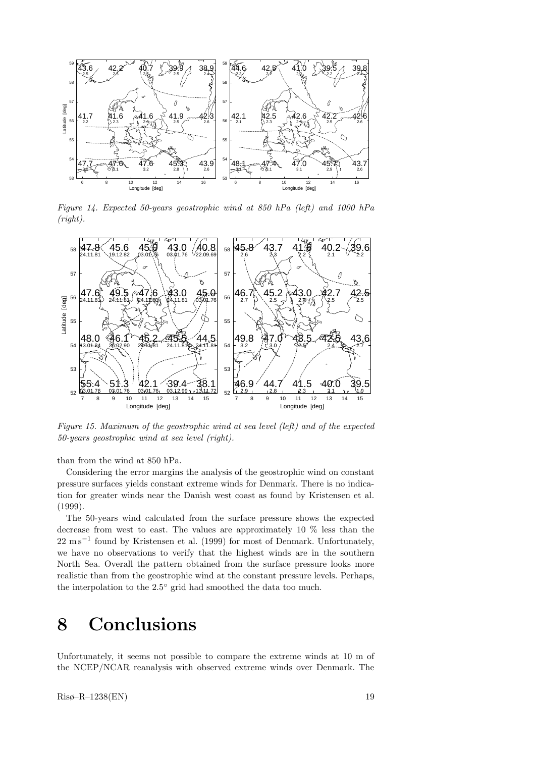*Figure 14. Expected 50-years geostrophic wind at 850 hPa (left) and 1000 hPa (right).*

*Figure 15. Maximum of the geostrophic wind at sea level (left) and of the expected 50-years geostrophic wind at sea level (right).*

than from the wind at 850 hPa.

Considering the error margins the analysis of the geostrophic wind on constant pressure surfaces yields constant extreme winds for Denmark. There is no indication for greater winds near the Danish west coast as found by Kristensen et al. (1999).

The 50-years wind calculated from the surface pressure shows the expected decrease from west to east. The values are approximately 10 % less than the 22 $\mathrm{m\,s^{-1}}$ found by Kristensen et al. (1999) for most of Denmark. Unfortunately, we have no observations to verify that the highest winds are in the southern North Sea. Overall the pattern obtained from the surface pressure looks more realistic than from the geostrophic wind at the constant pressure levels. Perhaps, the interpolation to the 2.5° grid had smoothed the data too much.

# 8 Conclusions

Unfortunately, it seems not possible to compare the extreme winds at 10 m of the NCEP/NCAR reanalysis with observed extreme winds over Denmark. The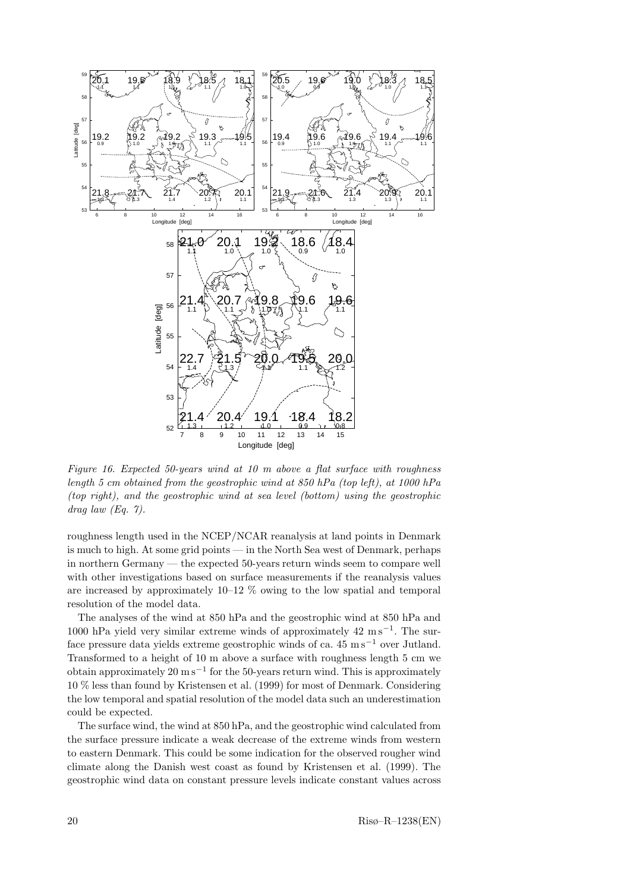*Figure 16. Expected 50-years wind at 10 m above a flat surface with roughness length 5 cm obtained from the geostrophic wind at 850 hPa (top left), at 1000 hPa (top right), and the geostrophic wind at sea level (bottom) using the geostrophic drag law (Eq. 7).*

roughness length used in the NCEP/NCAR reanalysis at land points in Denmark is much to high. At some grid points — in the North Sea west of Denmark, perhaps in northern Germany — the expected 50-years return winds seem to compare well with other investigations based on surface measurements if the reanalysis values are increased by approximately 10–12 % owing to the low spatial and temporal resolution of the model data.

The analyses of the wind at 850 hPa and the geostrophic wind at 850 hPa and 1000 hPa yield very similar extreme winds of approximately 42 $\mathrm{m\,s^{-1}}$. The surface pressure data yields extreme geostrophic winds of ca. 45 $\mathrm{m\,s^{-1}}$ over Jutland. Transformed to a height of 10 m above a surface with roughness length 5 cm we obtain approximately 20 $\mathrm{m\,s^{-1}}$ for the 50-years return wind. This is approximately 10 % less than found by Kristensen et al. (1999) for most of Denmark. Considering the low temporal and spatial resolution of the model data such an underestimation could be expected.

The surface wind, the wind at 850 hPa, and the geostrophic wind calculated from the surface pressure indicate a weak decrease of the extreme winds from western to eastern Denmark. This could be some indication for the observed rougher wind climate along the Danish west coast as found by Kristensen et al. (1999). The geostrophic wind data on constant pressure levels indicate constant values across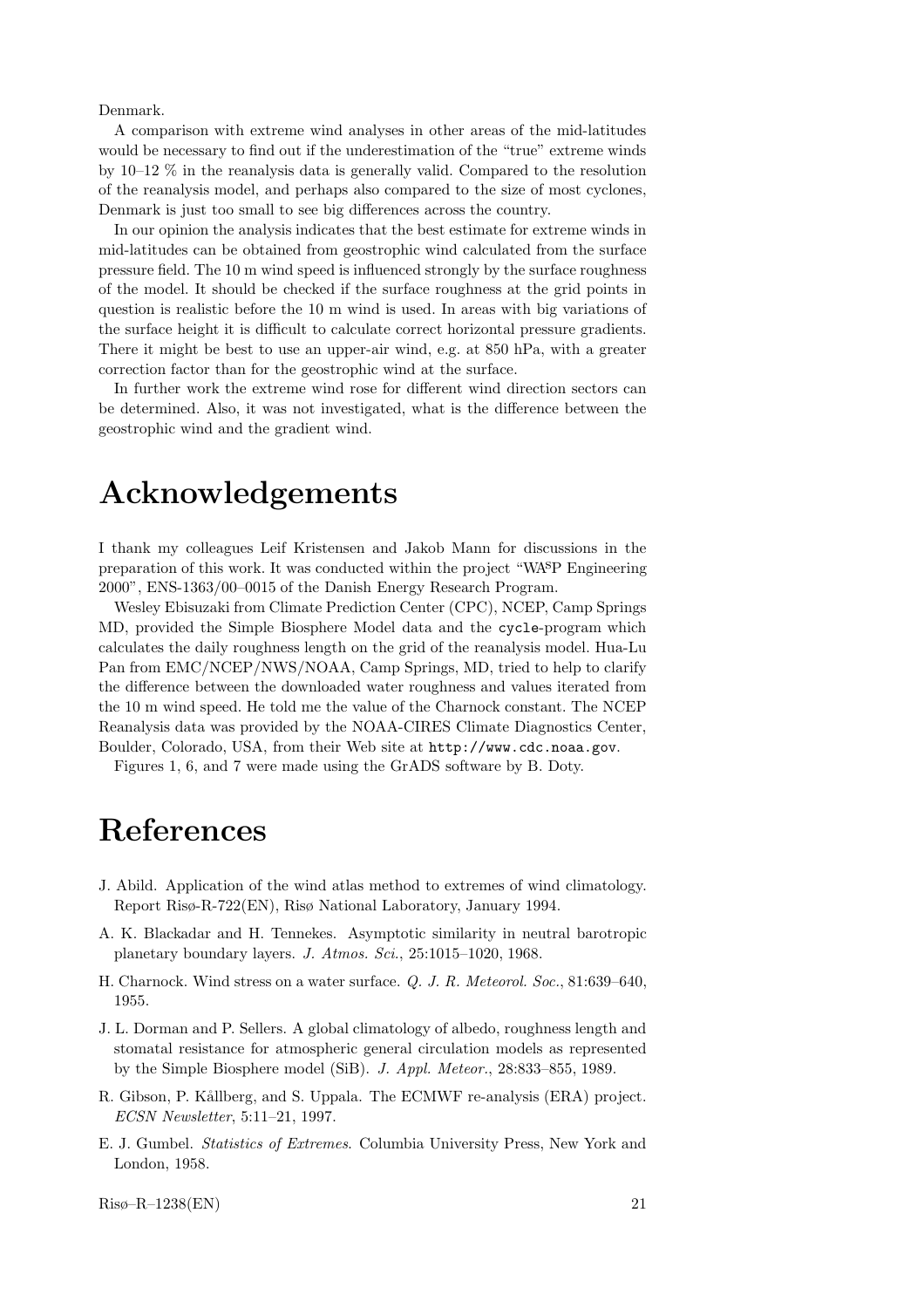Denmark.

A comparison with extreme wind analyses in other areas of the mid-latitudes would be necessary to find out if the underestimation of the "true" extreme winds by 10–12 % in the reanalysis data is generally valid. Compared to the resolution of the reanalysis model, and perhaps also compared to the size of most cyclones, Denmark is just too small to see big differences across the country.

In our opinion the analysis indicates that the best estimate for extreme winds in mid-latitudes can be obtained from geostrophic wind calculated from the surface pressure field. The 10 m wind speed is influenced strongly by the surface roughness of the model. It should be checked if the surface roughness at the grid points in question is realistic before the 10 m wind is used. In areas with big variations of the surface height it is difficult to calculate correct horizontal pressure gradients. There it might be best to use an upper-air wind, e.g. at 850 hPa, with a greater correction factor than for the geostrophic wind at the surface.

In further work the extreme wind rose for different wind direction sectors can be determined. Also, it was not investigated, what is the difference between the geostrophic wind and the gradient wind.

# Acknowledgements

I thank my colleagues Leif Kristensen and Jakob Mann for discussions in the preparation of this work. It was conducted within the project "WAsP Engineering 2000", ENS-1363/00–0015 of the Danish Energy Research Program.

Wesley Ebisuzaki from Climate Prediction Center (CPC), NCEP, Camp Springs MD, provided the Simple Biosphere Model data and the `cycle`-program which calculates the daily roughness length on the grid of the reanalysis model. Hua-Lu Pan from EMC/NCEP/NWS/NOAA, Camp Springs, MD, tried to help to clarify the difference between the downloaded water roughness and values iterated from the 10 m wind speed. He told me the value of the Charnock constant. The NCEP Reanalysis data was provided by the NOAA-CIRES Climate Diagnostics Center, Boulder, Colorado, USA, from their Web site at `http://www.cdc.noaa.gov`.

Figures 1, 6, and 7 were made using the GrADS software by B. Doty.

# References

J. Abild. Application of the wind atlas method to extremes of wind climatology. Report Risø-R-722(EN), Risø National Laboratory, January 1994.

A. K. Blackadar and H. Tennekes. Asymptotic similarity in neutral barotropic planetary boundary layers. *J. Atmos. Sci.*, 25:1015–1020, 1968.

H. Charnock. Wind stress on a water surface. *Q. J. R. Meteorol. Soc.*, 81:639–640, 1955.

J. L. Dorman and P. Sellers. A global climatology of albedo, roughness length and stomatal resistance for atmospheric general circulation models as represented by the Simple Biosphere model (SiB). *J. Appl. Meteor.*, 28:833–855, 1989.

R. Gibson, P. Kållberg, and S. Uppala. The ECMWF re-analysis (ERA) project. *ECSN Newsletter*, 5:11–21, 1997.

E. J. Gumbel. *Statistics of Extremes*. Columbia University Press, New York and London, 1958.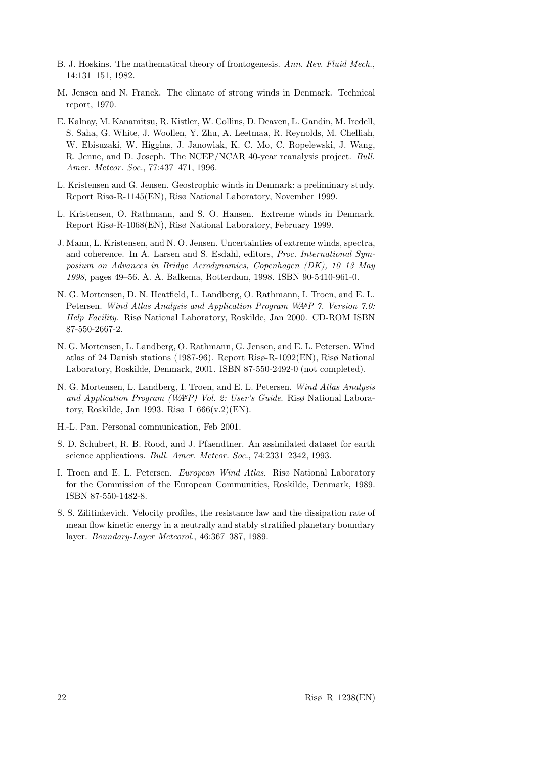B. J. Hoskins. The mathematical theory of frontogenesis. *Ann. Rev. Fluid Mech.*, 14:131–151, 1982.

M. Jensen and N. Franck. The climate of strong winds in Denmark. Technical report, 1970.

E. Kalnay, M. Kanamitsu, R. Kistler, W. Collins, D. Deaven, L. Gandin, M. Iredell, S. Saha, G. White, J. Woollen, Y. Zhu, A. Leetmaa, R. Reynolds, M. Chelliah, W. Ebisuzaki, W. Higgins, J. Janowiak, K. C. Mo, C. Ropelewski, J. Wang, R. Jenne, and D. Joseph. The NCEP/NCAR 40-year reanalysis project. *Bull. Amer. Meteor. Soc.*, 77:437–471, 1996.

L. Kristensen and G. Jensen. Geostrophic winds in Denmark: a preliminary study. Report Risø-R-1145(EN), Risø National Laboratory, November 1999.

L. Kristensen, O. Rathmann, and S. O. Hansen. Extreme winds in Denmark. Report Risø-R-1068(EN), Risø National Laboratory, February 1999.

J. Mann, L. Kristensen, and N. O. Jensen. Uncertainties of extreme winds, spectra, and coherence. In A. Larsen and S. Esdahl, editors, *Proc. International Symposium on Advances in Bridge Aerodynamics, Copenhagen (DK), 10–13 May 1998*, pages 49–56. A. A. Balkema, Rotterdam, 1998. ISBN 90-5410-961-0.

N. G. Mortensen, D. N. Heatfield, L. Landberg, O. Rathmann, I. Troen, and E. L. Petersen. *Wind Atlas Analysis and Application Program WAsP 7. Version 7.0: Help Facility*. Risø National Laboratory, Roskilde, Jan 2000. CD-ROM ISBN 87-550-2667-2.

N. G. Mortensen, L. Landberg, O. Rathmann, G. Jensen, and E. L. Petersen. Wind atlas of 24 Danish stations (1987-96). Report Risø-R-1092(EN), Risø National Laboratory, Roskilde, Denmark, 2001. ISBN 87-550-2492-0 (not completed).

N. G. Mortensen, L. Landberg, I. Troen, and E. L. Petersen. *Wind Atlas Analysis and Application Program (WAsP) Vol. 2: User's Guide*. Risø National Laboratory, Roskilde, Jan 1993. Risø–I–666(v.2)(EN).

H.-L. Pan. Personal communication, Feb 2001.

S. D. Schubert, R. B. Rood, and J. Pfaendtner. An assimilated dataset for earth science applications. *Bull. Amer. Meteor. Soc.*, 74:2331–2342, 1993.

I. Troen and E. L. Petersen. *European Wind Atlas*. Risø National Laboratory for the Commission of the European Communities, Roskilde, Denmark, 1989. ISBN 87-550-1482-8.

S. S. Zilitinkevich. Velocity profiles, the resistance law and the dissipation rate of mean flow kinetic energy in a neutrally and stably stratified planetary boundary layer. *Boundary-Layer Meteorol.*, 46:367–387, 1989.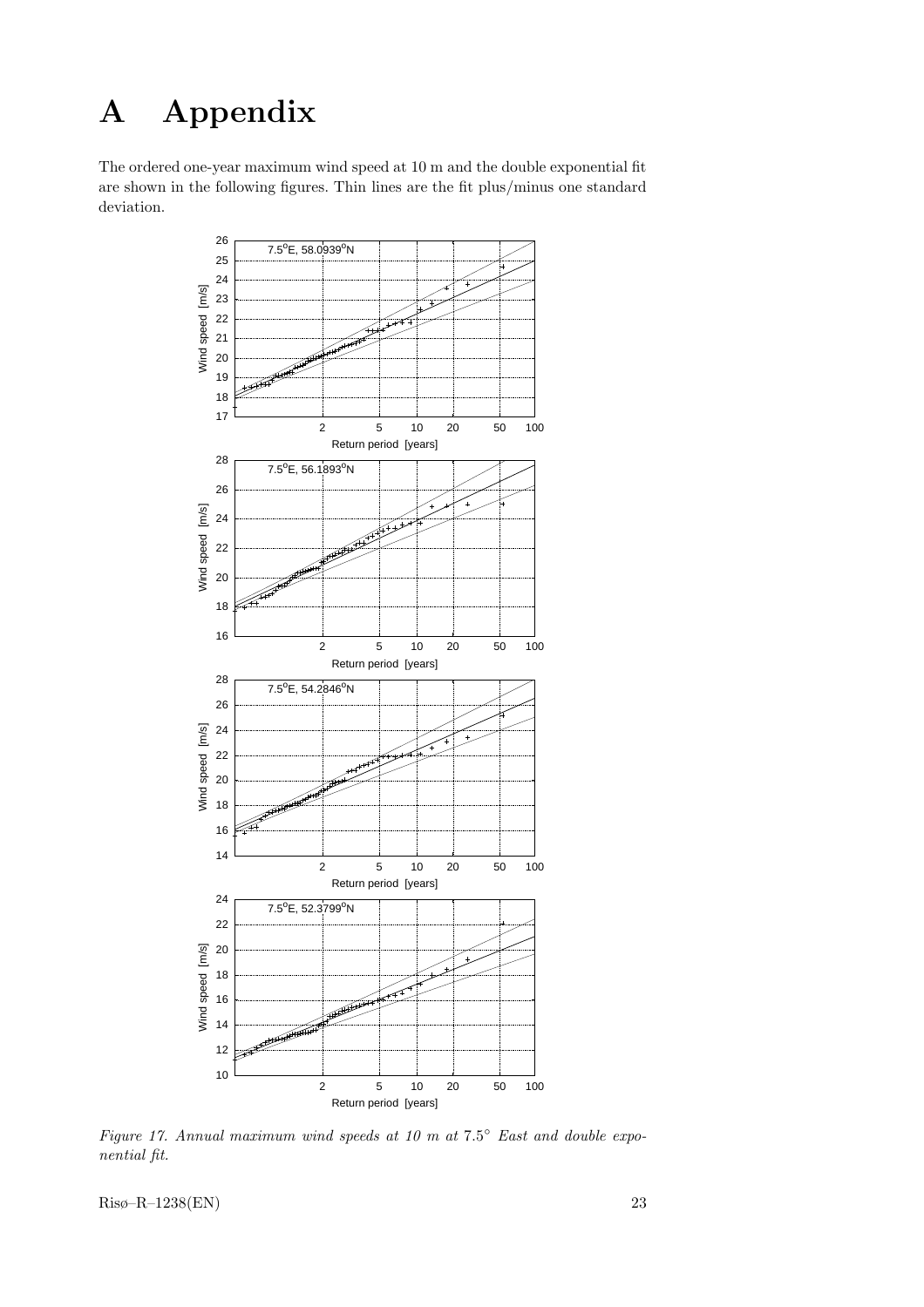# A Appendix

The ordered one-year maximum wind speed at 10 m and the double exponential fit are shown in the following figures. Thin lines are the fit plus/minus one standard deviation.

*Figure 17. Annual maximum wind speeds at 10 m at 7.5° East and double exponential fit.*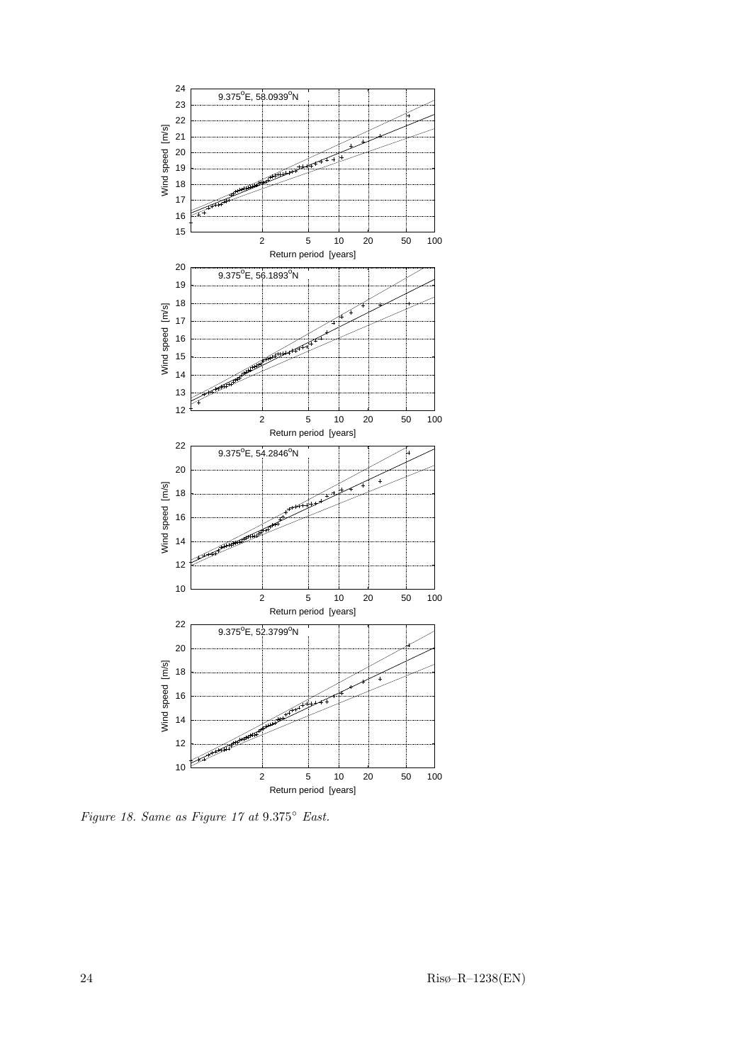*Figure 18. Same as Figure 17 at* $9.375°$ *East.*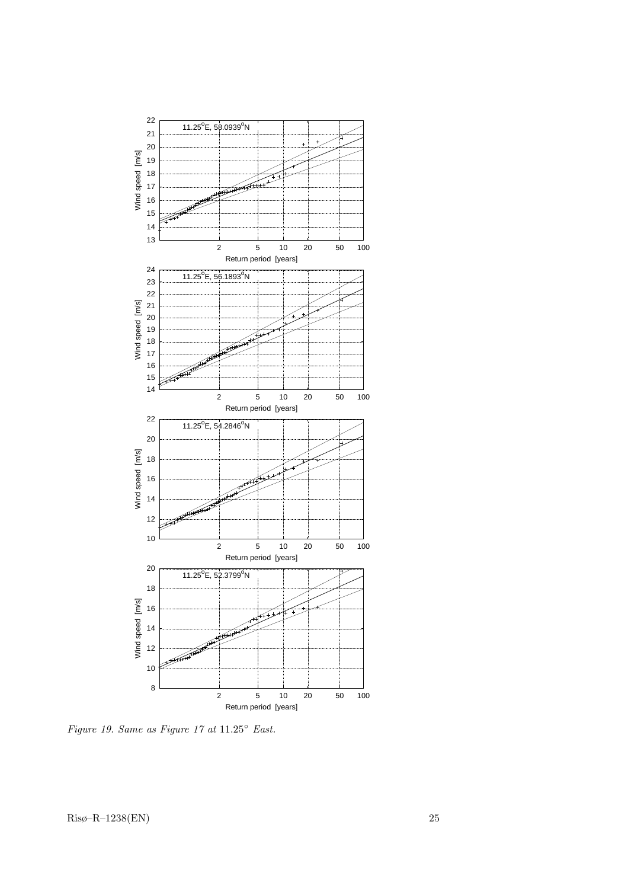*Figure 19. Same as Figure 17 at* $11.25^\circ$ *East.*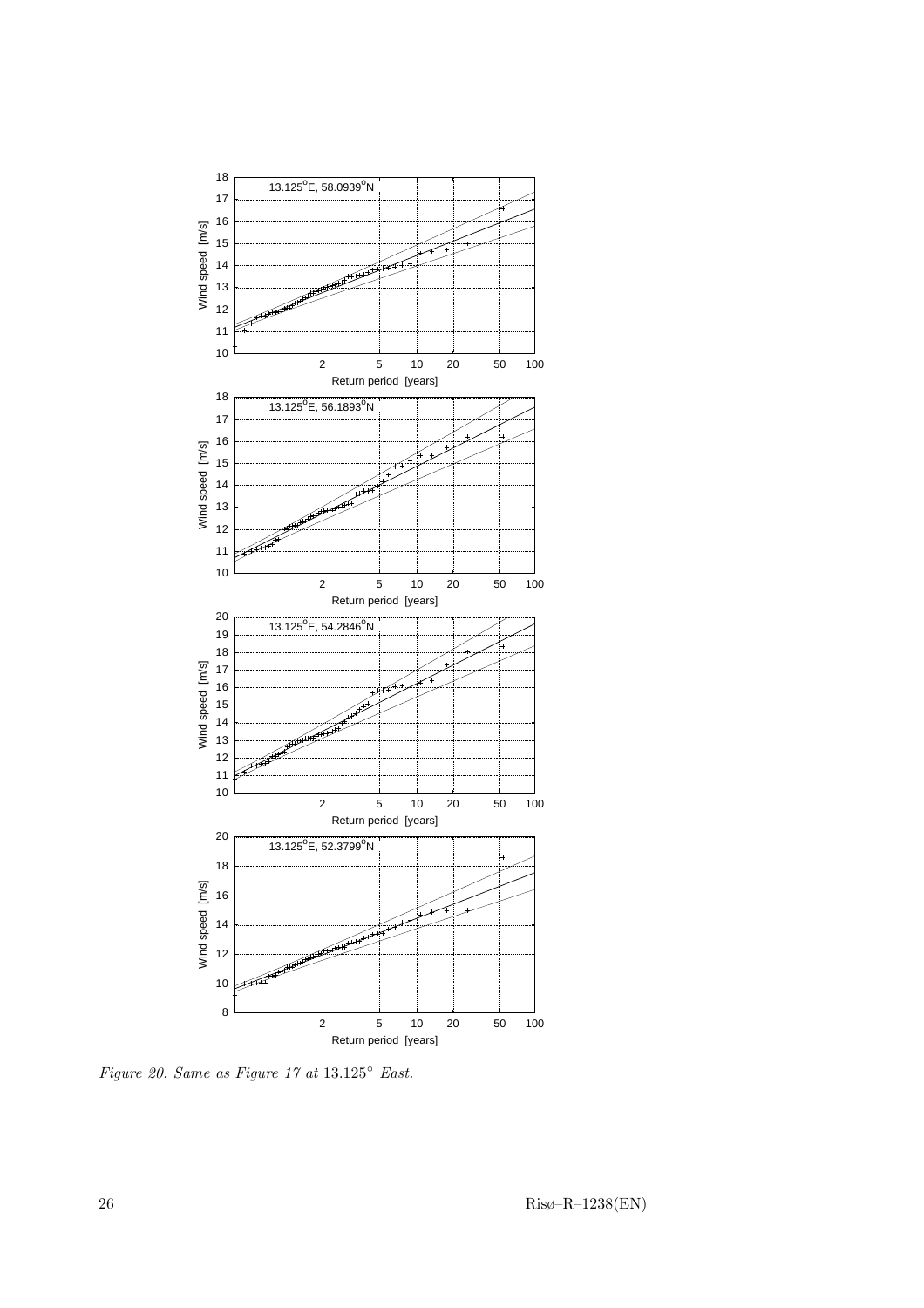*Figure 20. Same as Figure 17 at* 13.125° *East.*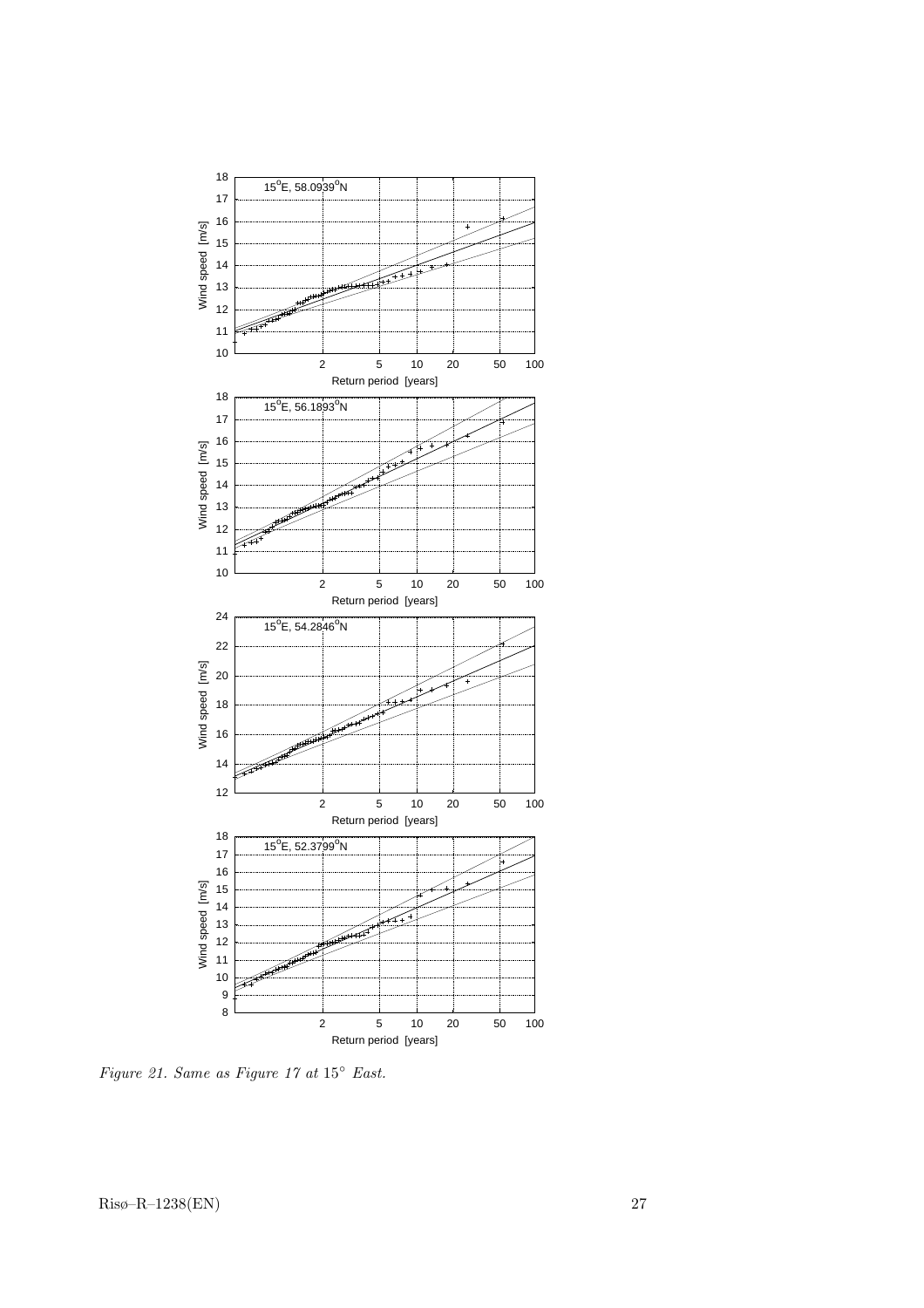*Figure 21. Same as Figure 17 at 15° East.*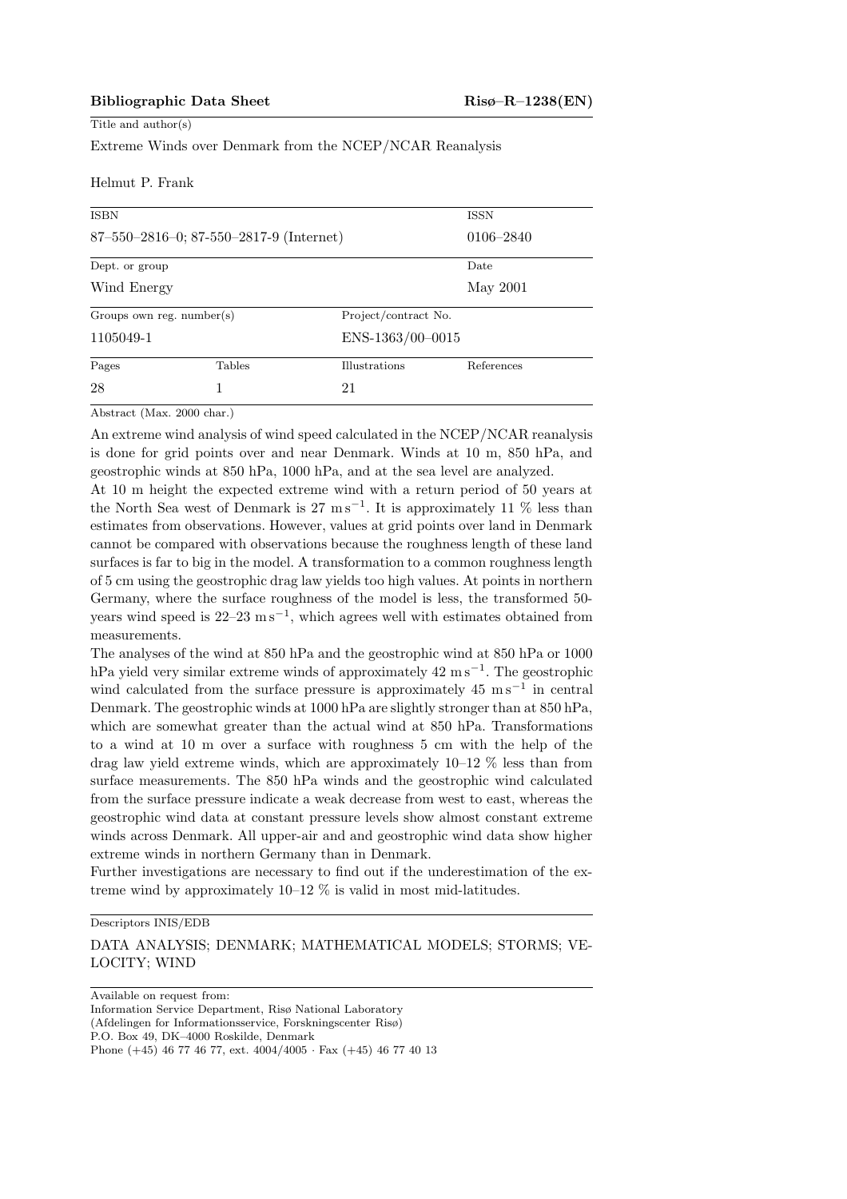**Bibliographic Data Sheet** **Risø–R–1238(EN)**

Title and author(s)

Extreme Winds over Denmark from the NCEP/NCAR Reanalysis

Helmut P. Frank

| ISBN | | | ISSN |
|---|---|---|---|
| 87–550–2816–0; 87-550–2817-9 (Internet) | | | 0106–2840 |
| Dept. or group | | | Date |
| Wind Energy | | | May 2001 |
| Groups own reg. number(s) | | Project/contract No. | |
| 1105049-1 | | ENS-1363/00–0015 | |
| Pages | Tables | Illustrations | References |
| 28 | 1 | 21 | |

Abstract (Max. 2000 char.)

An extreme wind analysis of wind speed calculated in the NCEP/NCAR reanalysis is done for grid points over and near Denmark. Winds at 10 m, 850 hPa, and geostrophic winds at 850 hPa, 1000 hPa, and at the sea level are analyzed.

At 10 m height the expected extreme wind with a return period of 50 years at the North Sea west of Denmark is 27 $\mathrm{m\,s^{-1}}$. It is approximately 11 % less than estimates from observations. However, values at grid points over land in Denmark cannot be compared with observations because the roughness length of these land surfaces is far to big in the model. A transformation to a common roughness length of 5 cm using the geostrophic drag law yields too high values. At points in northern Germany, where the surface roughness of the model is less, the transformed 50-years wind speed is 22–23 $\mathrm{m\,s^{-1}}$, which agrees well with estimates obtained from measurements.

The analyses of the wind at 850 hPa and the geostrophic wind at 850 hPa or 1000 hPa yield very similar extreme winds of approximately 42 $\mathrm{m\,s^{-1}}$. The geostrophic wind calculated from the surface pressure is approximately 45 $\mathrm{m\,s^{-1}}$ in central Denmark. The geostrophic winds at 1000 hPa are slightly stronger than at 850 hPa, which are somewhat greater than the actual wind at 850 hPa. Transformations to a wind at 10 m over a surface with roughness 5 cm with the help of the drag law yield extreme winds, which are approximately 10–12 % less than from surface measurements. The 850 hPa winds and the geostrophic wind calculated from the surface pressure indicate a weak decrease from west to east, whereas the geostrophic wind data at constant pressure levels show almost constant extreme winds across Denmark. All upper-air and and geostrophic wind data show higher extreme winds in northern Germany than in Denmark.

Further investigations are necessary to find out if the underestimation of the extreme wind by approximately 10–12 % is valid in most mid-latitudes.

Descriptors INIS/EDB

DATA ANALYSIS; DENMARK; MATHEMATICAL MODELS; STORMS; VELOCITY; WIND

Available on request from:
Information Service Department, Risø National Laboratory
(Afdelingen for Informationsservice, Forskningscenter Risø)
P.O. Box 49, DK–4000 Roskilde, Denmark
Phone (+45) 46 77 46 77, ext. 4004/4005 · Fax (+45) 46 77 40 13